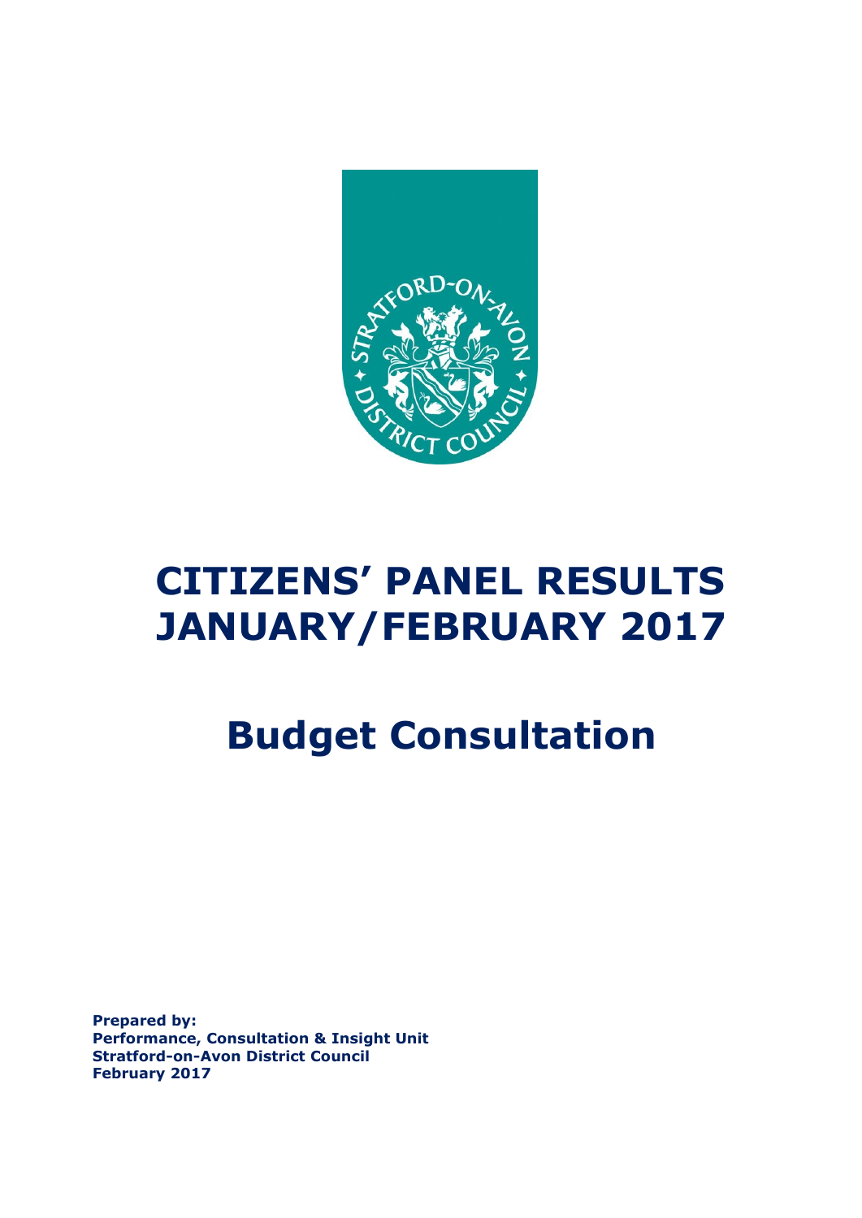# CITIZENS' PANEL RESULTS JANUARY/FEBRUARY 2017

# Budget Consultation

**Prepared by:**
**Performance, Consultation & Insight Unit**
**Stratford-on-Avon District Council**
**February 2017**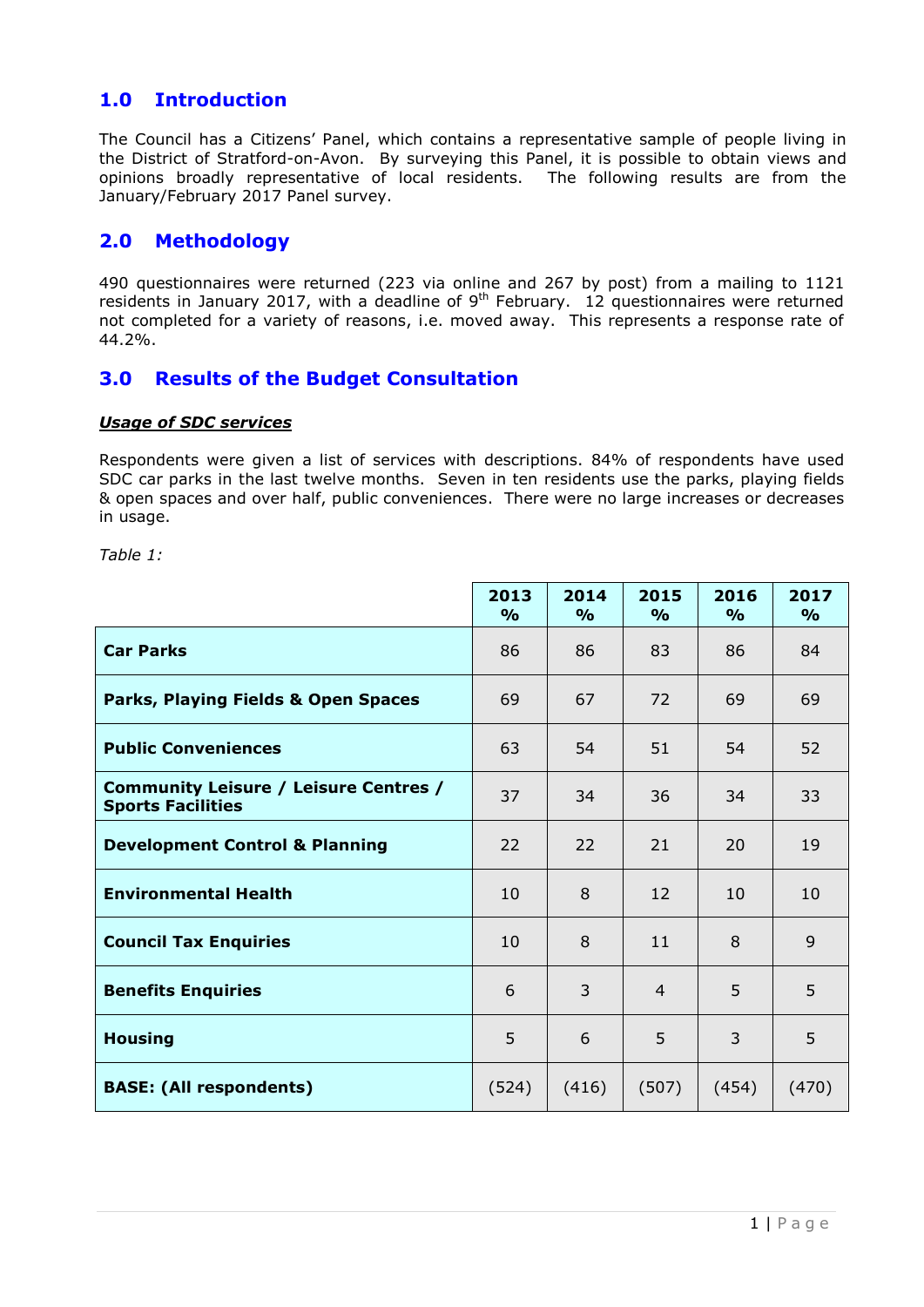## 1.0 Introduction

The Council has a Citizens' Panel, which contains a representative sample of people living in the District of Stratford-on-Avon. By surveying this Panel, it is possible to obtain views and opinions broadly representative of local residents. The following results are from the January/February 2017 Panel survey.

## 2.0 Methodology

490 questionnaires were returned (223 via online and 267 by post) from a mailing to 1121 residents in January 2017, with a deadline of 9th February. 12 questionnaires were returned not completed for a variety of reasons, i.e. moved away. This represents a response rate of 44.2%.

## 3.0 Results of the Budget Consultation

***Usage of SDC services***

Respondents were given a list of services with descriptions. 84% of respondents have used SDC car parks in the last twelve months. Seven in ten residents use the parks, playing fields & open spaces and over half, public conveniences. There were no large increases or decreases in usage.

*Table 1:*

| | 2013 % | 2014 % | 2015 % | 2016 % | 2017 % |
|---|---|---|---|---|---|
| **Car Parks** | 86 | 86 | 83 | 86 | 84 |
| **Parks, Playing Fields & Open Spaces** | 69 | 67 | 72 | 69 | 69 |
| **Public Conveniences** | 63 | 54 | 51 | 54 | 52 |
| **Community Leisure / Leisure Centres / Sports Facilities** | 37 | 34 | 36 | 34 | 33 |
| **Development Control & Planning** | 22 | 22 | 21 | 20 | 19 |
| **Environmental Health** | 10 | 8 | 12 | 10 | 10 |
| **Council Tax Enquiries** | 10 | 8 | 11 | 8 | 9 |
| **Benefits Enquiries** | 6 | 3 | 4 | 5 | 5 |
| **Housing** | 5 | 6 | 5 | 3 | 5 |
| **BASE: (All respondents)** | (524) | (416) | (507) | (454) | (470) |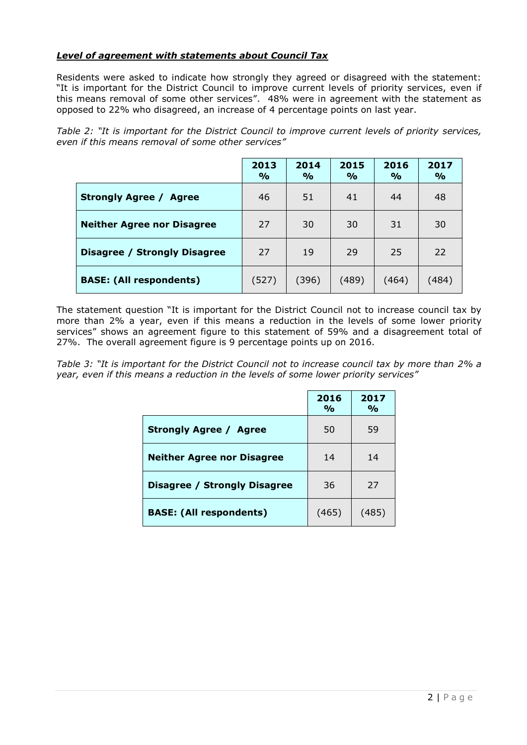***Level of agreement with statements about Council Tax***

Residents were asked to indicate how strongly they agreed or disagreed with the statement: "It is important for the District Council to improve current levels of priority services, even if this means removal of some other services". 48% were in agreement with the statement as opposed to 22% who disagreed, an increase of 4 percentage points on last year.

*Table 2: "It is important for the District Council to improve current levels of priority services, even if this means removal of some other services"*

| | 2013 % | 2014 % | 2015 % | 2016 % | 2017 % |
|---|---|---|---|---|---|
| **Strongly Agree / Agree** | 46 | 51 | 41 | 44 | 48 |
| **Neither Agree nor Disagree** | 27 | 30 | 30 | 31 | 30 |
| **Disagree / Strongly Disagree** | 27 | 19 | 29 | 25 | 22 |
| **BASE: (All respondents)** | (527) | (396) | (489) | (464) | (484) |

The statement question "It is important for the District Council not to increase council tax by more than 2% a year, even if this means a reduction in the levels of some lower priority services" shows an agreement figure to this statement of 59% and a disagreement total of 27%. The overall agreement figure is 9 percentage points up on 2016.

*Table 3: "It is important for the District Council not to increase council tax by more than 2% a year, even if this means a reduction in the levels of some lower priority services"*

| | 2016 % | 2017 % |
|---|---|---|
| **Strongly Agree / Agree** | 50 | 59 |
| **Neither Agree nor Disagree** | 14 | 14 |
| **Disagree / Strongly Disagree** | 36 | 27 |
| **BASE: (All respondents)** | (465) | (485) |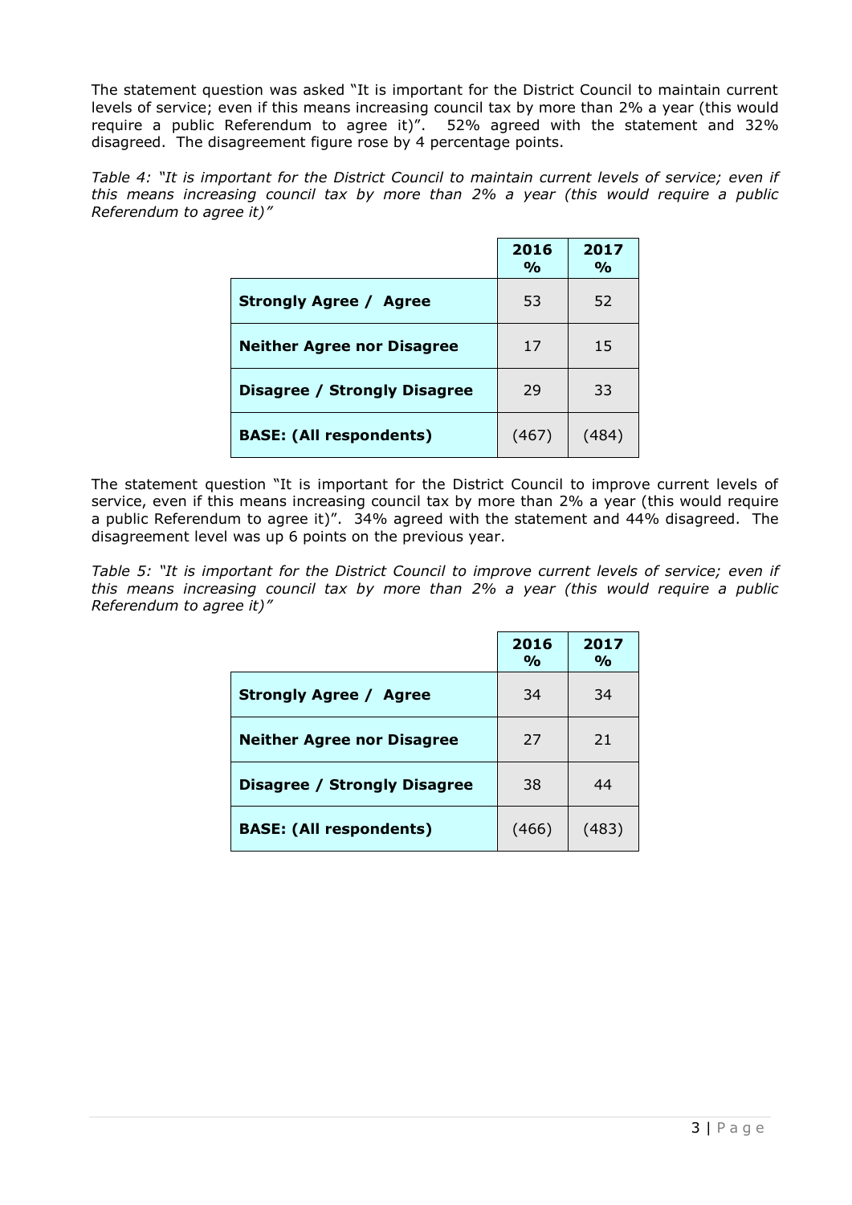The statement question was asked "It is important for the District Council to maintain current levels of service; even if this means increasing council tax by more than 2% a year (this would require a public Referendum to agree it)". 52% agreed with the statement and 32% disagreed. The disagreement figure rose by 4 percentage points.

*Table 4: "It is important for the District Council to maintain current levels of service; even if this means increasing council tax by more than 2% a year (this would require a public Referendum to agree it)"*

| | 2016 % | 2017 % |
|---|---|---|
| **Strongly Agree / Agree** | 53 | 52 |
| **Neither Agree nor Disagree** | 17 | 15 |
| **Disagree / Strongly Disagree** | 29 | 33 |
| **BASE: (All respondents)** | (467) | (484) |

The statement question "It is important for the District Council to improve current levels of service, even if this means increasing council tax by more than 2% a year (this would require a public Referendum to agree it)". 34% agreed with the statement and 44% disagreed. The disagreement level was up 6 points on the previous year.

*Table 5: "It is important for the District Council to improve current levels of service; even if this means increasing council tax by more than 2% a year (this would require a public Referendum to agree it)"*

| | 2016 % | 2017 % |
|---|---|---|
| **Strongly Agree / Agree** | 34 | 34 |
| **Neither Agree nor Disagree** | 27 | 21 |
| **Disagree / Strongly Disagree** | 38 | 44 |
| **BASE: (All respondents)** | (466) | (483) |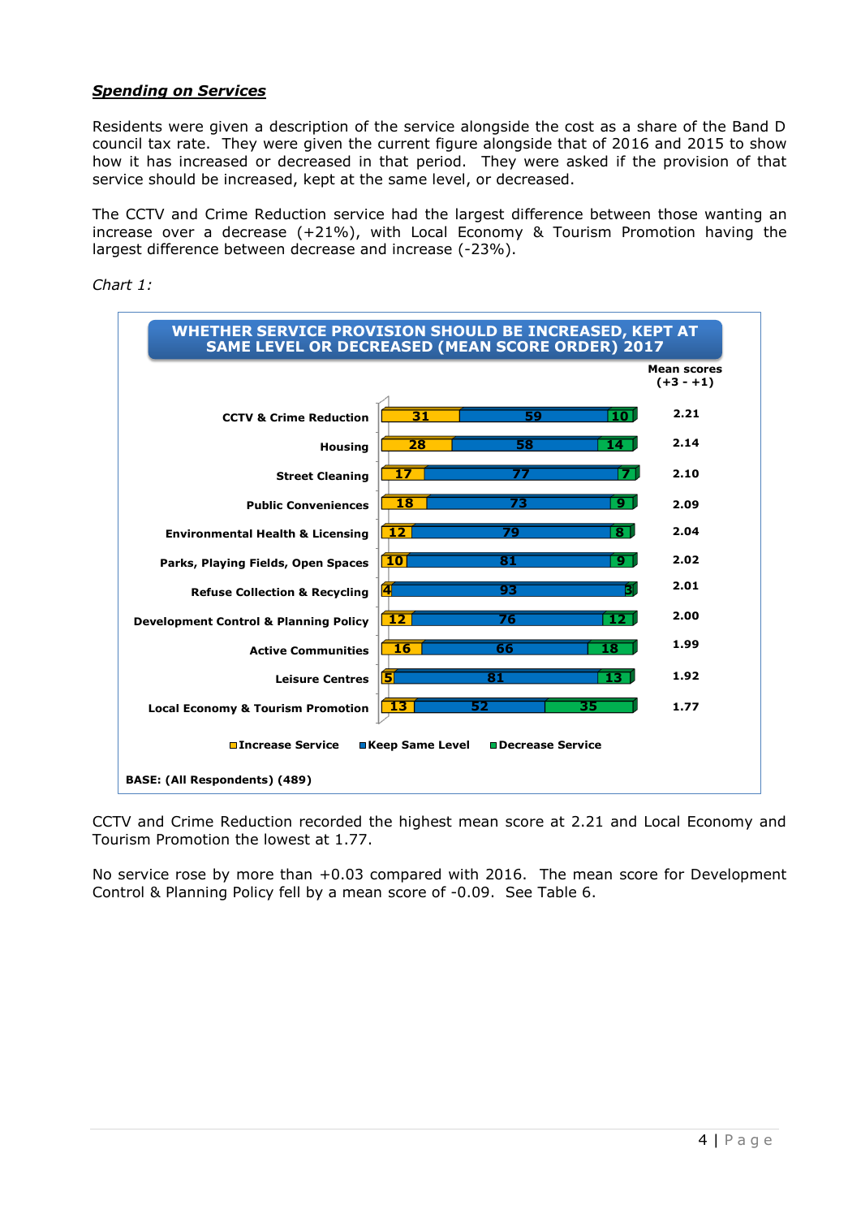***Spending on Services***

Residents were given a description of the service alongside the cost as a share of the Band D council tax rate. They were given the current figure alongside that of 2016 and 2015 to show how it has increased or decreased in that period. They were asked if the provision of that service should be increased, kept at the same level, or decreased.

The CCTV and Crime Reduction service had the largest difference between those wanting an increase over a decrease (+21%), with Local Economy & Tourism Promotion having the largest difference between decrease and increase (-23%).

*Chart 1:*

**WHETHER SERVICE PROVISION SHOULD BE INCREASED, KEPT AT SAME LEVEL OR DECREASED (MEAN SCORE ORDER) 2017**

| Service | Increase Service | Keep Same Level | Decrease Service | Mean scores (+3 - +1) |
|---|---|---|---|---|
| CCTV & Crime Reduction | 31 | 59 | 10 | 2.21 |
| Housing | 28 | 58 | 14 | 2.14 |
| Street Cleaning | 17 | 77 | 7 | 2.10 |
| Public Conveniences | 18 | 73 | 9 | 2.09 |
| Environmental Health & Licensing | 12 | 79 | 8 | 2.04 |
| Parks, Playing Fields, Open Spaces | 10 | 81 | 9 | 2.02 |
| Refuse Collection & Recycling | 4 | 93 | 3 | 2.01 |
| Development Control & Planning Policy | 12 | 76 | 12 | 2.00 |
| Active Communities | 16 | 66 | 18 | 1.99 |
| Leisure Centres | 5 | 81 | 13 | 1.92 |
| Local Economy & Tourism Promotion | 13 | 52 | 35 | 1.77 |

BASE: (All Respondents) (489)

CCTV and Crime Reduction recorded the highest mean score at 2.21 and Local Economy and Tourism Promotion the lowest at 1.77.

No service rose by more than +0.03 compared with 2016. The mean score for Development Control & Planning Policy fell by a mean score of -0.09. See Table 6.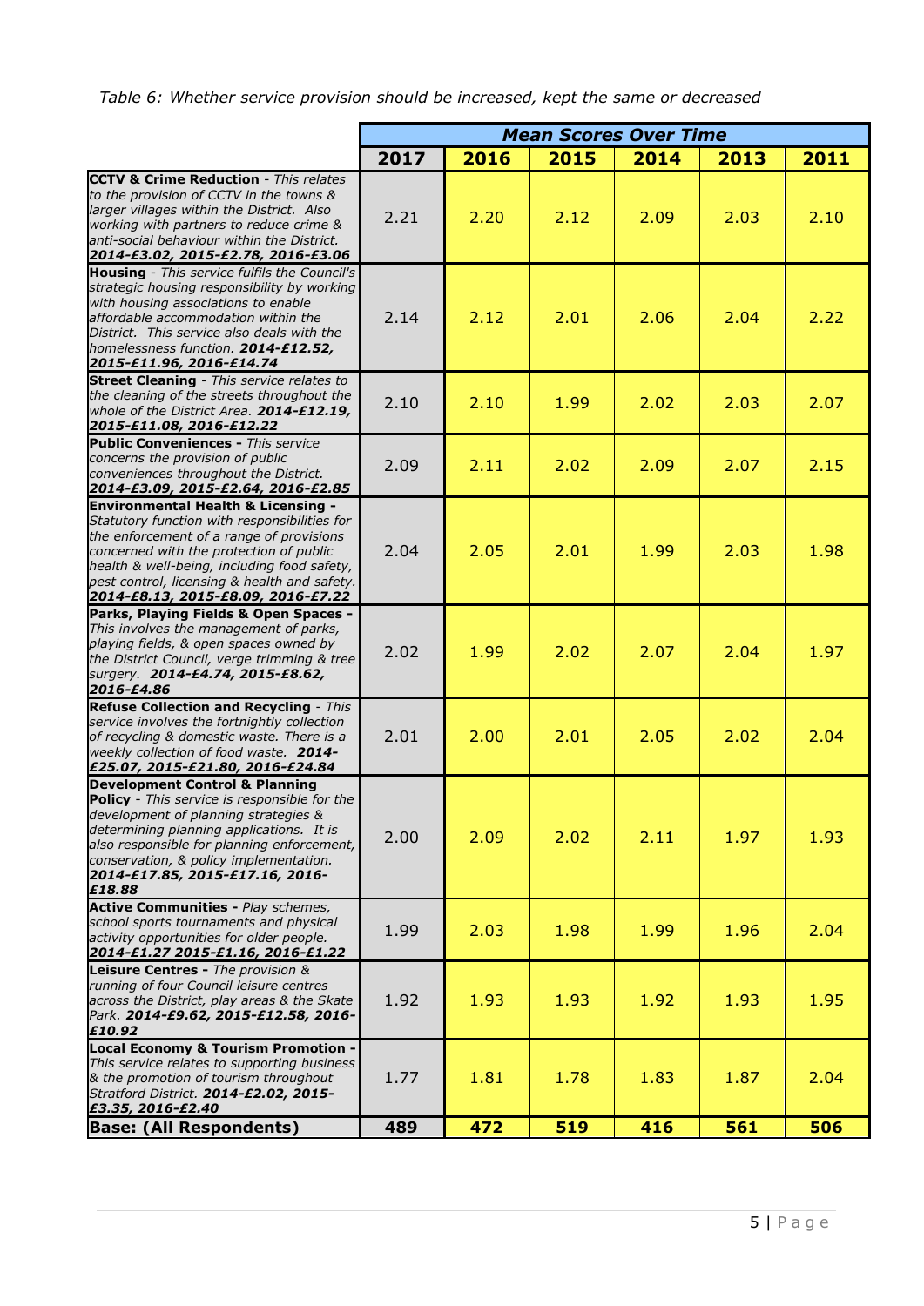*Table 6: Whether service provision should be increased, kept the same or decreased*

| | Mean Scores Over Time | | | | | |
|---|---|---|---|---|---|---|
| | **2017** | **2016** | **2015** | **2014** | **2013** | **2011** |
| **CCTV & Crime Reduction** - *This relates to the provision of CCTV in the towns & larger villages within the District. Also working with partners to reduce crime & anti-social behaviour within the District.* ***2014-£3.02, 2015-£2.78, 2016-£3.06*** | 2.21 | 2.20 | 2.12 | 2.09 | 2.03 | 2.10 |
| **Housing** - *This service fulfils the Council's strategic housing responsibility by working with housing associations to enable affordable accommodation within the District. This service also deals with the homelessness function.* ***2014-£12.52, 2015-£11.96, 2016-£14.74*** | 2.14 | 2.12 | 2.01 | 2.06 | 2.04 | 2.22 |
| **Street Cleaning** - *This service relates to the cleaning of the streets throughout the whole of the District Area.* ***2014-£12.19, 2015-£11.08, 2016-£12.22*** | 2.10 | 2.10 | 1.99 | 2.02 | 2.03 | 2.07 |
| **Public Conveniences -** *This service concerns the provision of public conveniences throughout the District.* ***2014-£3.09, 2015-£2.64, 2016-£2.85*** | 2.09 | 2.11 | 2.02 | 2.09 | 2.07 | 2.15 |
| **Environmental Health & Licensing -** *Statutory function with responsibilities for the enforcement of a range of provisions concerned with the protection of public health & well-being, including food safety, pest control, licensing & health and safety.* ***2014-£8.13, 2015-£8.09, 2016-£7.22*** | 2.04 | 2.05 | 2.01 | 1.99 | 2.03 | 1.98 |
| **Parks, Playing Fields & Open Spaces -** *This involves the management of parks, playing fields, & open spaces owned by the District Council, verge trimming & tree surgery.* ***2014-£4.74, 2015-£8.62, 2016-£4.86*** | 2.02 | 1.99 | 2.02 | 2.07 | 2.04 | 1.97 |
| **Refuse Collection and Recycling** - *This service involves the fortnightly collection of recycling & domestic waste. There is a weekly collection of food waste.* ***2014-£25.07, 2015-£21.80, 2016-£24.84*** | 2.01 | 2.00 | 2.01 | 2.05 | 2.02 | 2.04 |
| **Development Control & Planning Policy** - *This service is responsible for the development of planning strategies & determining planning applications. It is also responsible for planning enforcement, conservation, & policy implementation.* ***2014-£17.85, 2015-£17.16, 2016-£18.88*** | 2.00 | 2.09 | 2.02 | 2.11 | 1.97 | 1.93 |
| **Active Communities -** *Play schemes, school sports tournaments and physical activity opportunities for older people.* ***2014-£1.27 2015-£1.16, 2016-£1.22*** | 1.99 | 2.03 | 1.98 | 1.99 | 1.96 | 2.04 |
| **Leisure Centres -** *The provision & running of four Council leisure centres across the District, play areas & the Skate Park.* ***2014-£9.62, 2015-£12.58, 2016-£10.92*** | 1.92 | 1.93 | 1.93 | 1.92 | 1.93 | 1.95 |
| **Local Economy & Tourism Promotion -** *This service relates to supporting business & the promotion of tourism throughout Stratford District.* ***2014-£2.02, 2015-£3.35, 2016-£2.40*** | 1.77 | 1.81 | 1.78 | 1.83 | 1.87 | 2.04 |
| **Base: (All Respondents)** | **489** | **472** | **519** | **416** | **561** | **506** |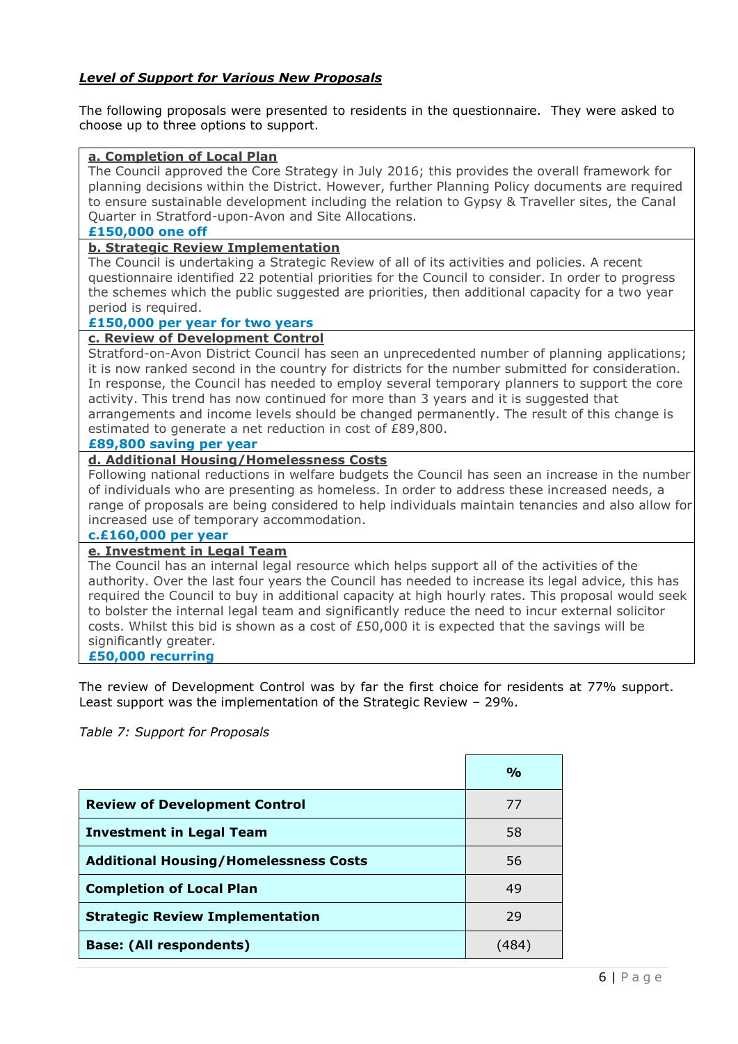***Level of Support for Various New Proposals***

The following proposals were presented to residents in the questionnaire. They were asked to choose up to three options to support.

**a. Completion of Local Plan**
The Council approved the Core Strategy in July 2016; this provides the overall framework for planning decisions within the District. However, further Planning Policy documents are required to ensure sustainable development including the relation to Gypsy & Traveller sites, the Canal Quarter in Stratford-upon-Avon and Site Allocations.
**£150,000 one off**

**b. Strategic Review Implementation**
The Council is undertaking a Strategic Review of all of its activities and policies. A recent questionnaire identified 22 potential priorities for the Council to consider. In order to progress the schemes which the public suggested are priorities, then additional capacity for a two year period is required.
**£150,000 per year for two years**

**c. Review of Development Control**
Stratford-on-Avon District Council has seen an unprecedented number of planning applications; it is now ranked second in the country for districts for the number submitted for consideration. In response, the Council has needed to employ several temporary planners to support the core activity. This trend has now continued for more than 3 years and it is suggested that arrangements and income levels should be changed permanently. The result of this change is estimated to generate a net reduction in cost of £89,800.
**£89,800 saving per year**

**d. Additional Housing/Homelessness Costs**
Following national reductions in welfare budgets the Council has seen an increase in the number of individuals who are presenting as homeless. In order to address these increased needs, a range of proposals are being considered to help individuals maintain tenancies and also allow for increased use of temporary accommodation.
**c.£160,000 per year**

**e. Investment in Legal Team**
The Council has an internal legal resource which helps support all of the activities of the authority. Over the last four years the Council has needed to increase its legal advice, this has required the Council to buy in additional capacity at high hourly rates. This proposal would seek to bolster the internal legal team and significantly reduce the need to incur external solicitor costs. Whilst this bid is shown as a cost of £50,000 it is expected that the savings will be significantly greater.
**£50,000 recurring**

The review of Development Control was by far the first choice for residents at 77% support. Least support was the implementation of the Strategic Review – 29%.

*Table 7: Support for Proposals*

| | % |
|---|---|
| **Review of Development Control** | 77 |
| **Investment in Legal Team** | 58 |
| **Additional Housing/Homelessness Costs** | 56 |
| **Completion of Local Plan** | 49 |
| **Strategic Review Implementation** | 29 |
| **Base: (All respondents)** | (484) |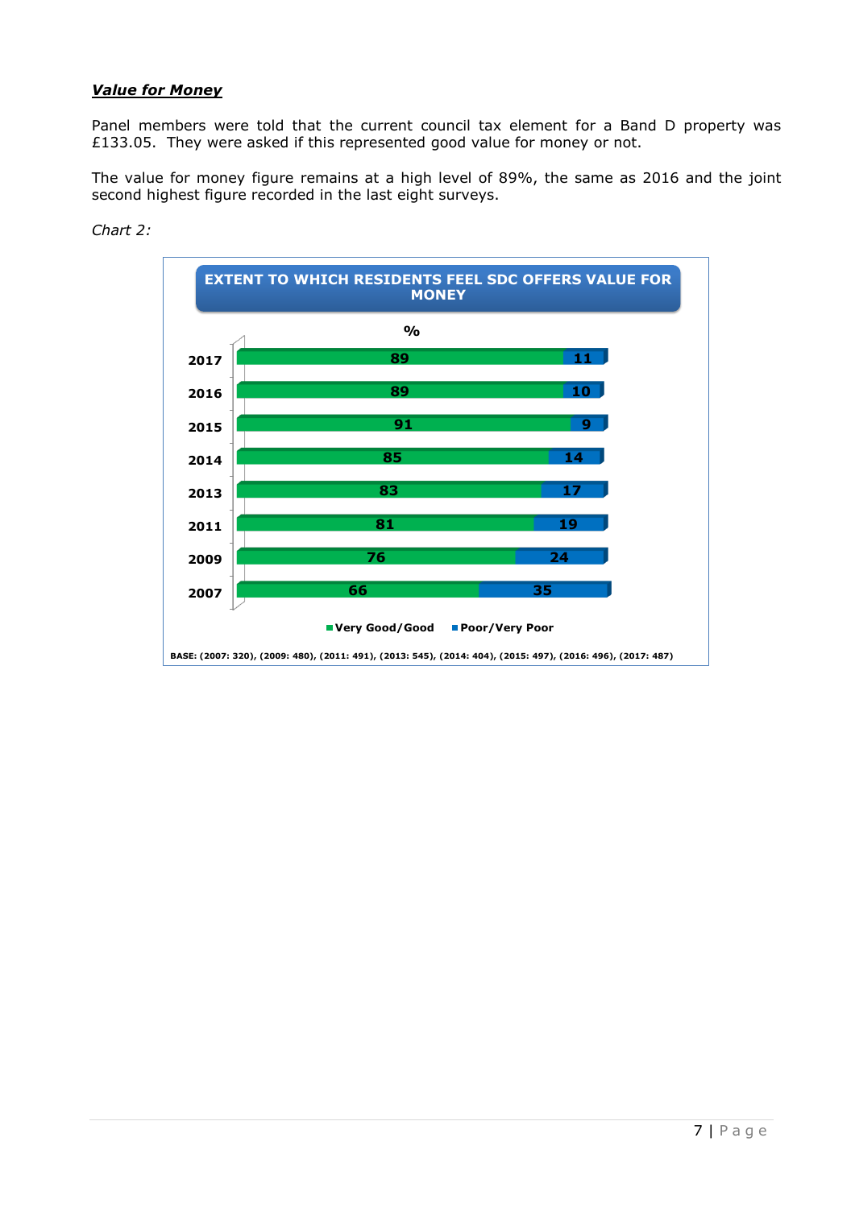***Value for Money***

Panel members were told that the current council tax element for a Band D property was £133.05. They were asked if this represented good value for money or not.

The value for money figure remains at a high level of 89%, the same as 2016 and the joint second highest figure recorded in the last eight surveys.

*Chart 2:*

**EXTENT TO WHICH RESIDENTS FEEL SDC OFFERS VALUE FOR MONEY**

| Year | Very Good/Good (%) | Poor/Very Poor (%) |
|---|---|---|
| 2017 | 89 | 11 |
| 2016 | 89 | 10 |
| 2015 | 91 | 9 |
| 2014 | 85 | 14 |
| 2013 | 83 | 17 |
| 2011 | 81 | 19 |
| 2009 | 76 | 24 |
| 2007 | 66 | 35 |

BASE: (2007: 320), (2009: 480), (2011: 491), (2013: 545), (2014: 404), (2015: 497), (2016: 496), (2017: 487)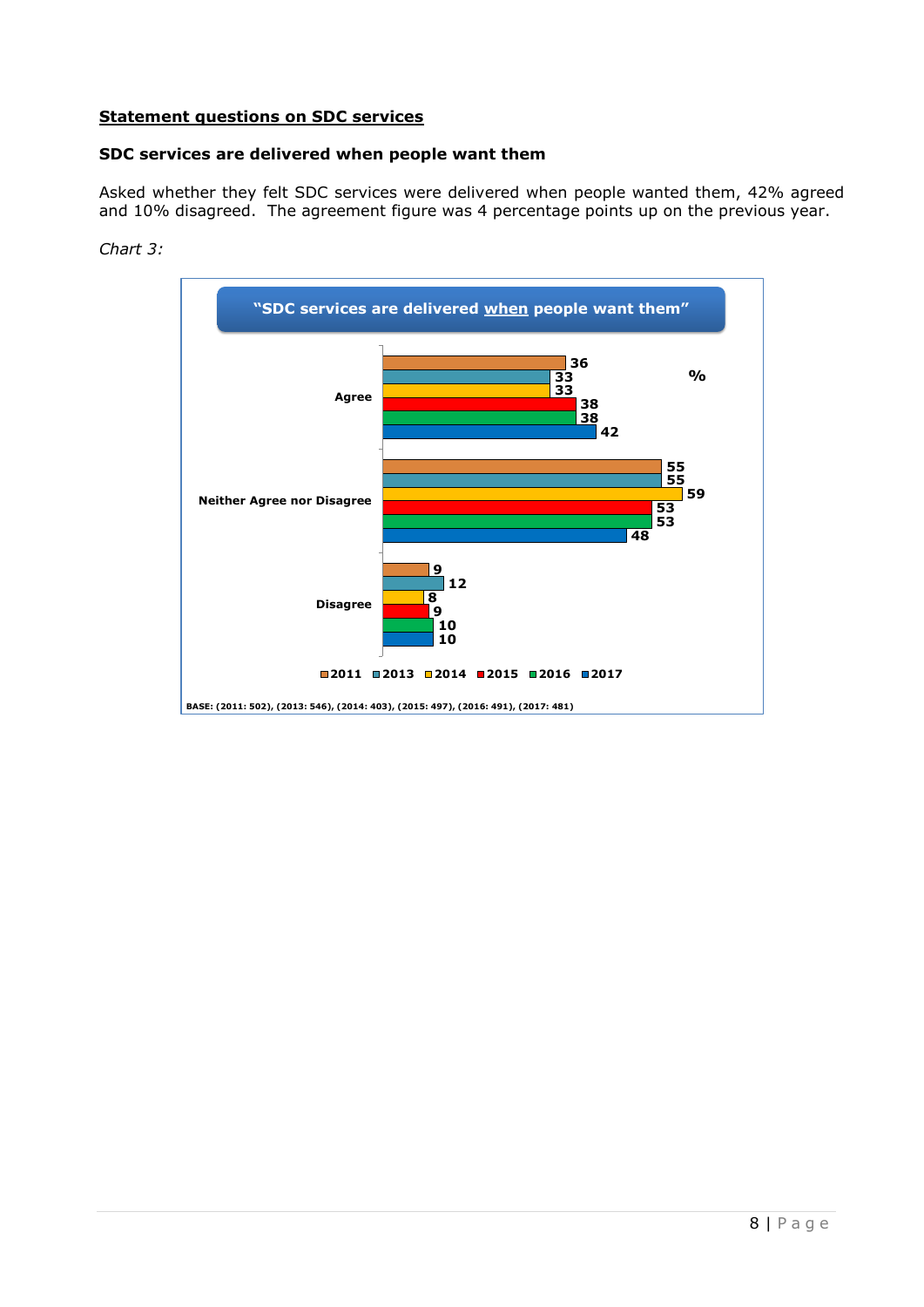## Statement questions on SDC services

### SDC services are delivered when people want them

Asked whether they felt SDC services were delivered when people wanted them, 42% agreed and 10% disagreed. The agreement figure was 4 percentage points up on the previous year.

*Chart 3:*

**"SDC services are delivered when people want them"**

| % | 2011 | 2013 | 2014 | 2015 | 2016 | 2017 |
|---|---|---|---|---|---|---|
| Agree | 36 | 33 | 33 | 38 | 38 | 42 |
| Neither Agree nor Disagree | 55 | 55 | 59 | 53 | 53 | 48 |
| Disagree | 9 | 12 | 8 | 9 | 10 | 10 |

BASE: (2011: 502), (2013: 546), (2014: 403), (2015: 497), (2016: 491), (2017: 481)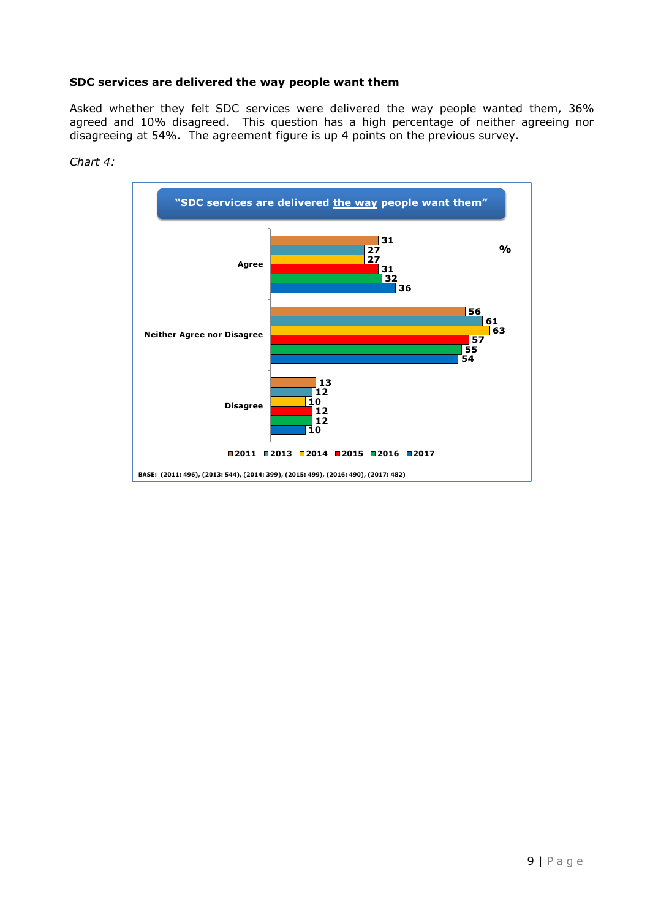**SDC services are delivered the way people want them**

Asked whether they felt SDC services were delivered the way people wanted them, 36% agreed and 10% disagreed. This question has a high percentage of neither agreeing nor disagreeing at 54%. The agreement figure is up 4 points on the previous survey.

*Chart 4:*

**"SDC services are delivered the way people want them"**

| % | 2011 | 2013 | 2014 | 2015 | 2016 | 2017 |
|---|---|---|---|---|---|---|
| Agree | 31 | 27 | 27 | 31 | 32 | 36 |
| Neither Agree nor Disagree | 56 | 61 | 63 | 57 | 55 | 54 |
| Disagree | 13 | 12 | 10 | 12 | 12 | 10 |

BASE: (2011: 496), (2013: 544), (2014: 399), (2015: 499), (2016: 490), (2017: 482)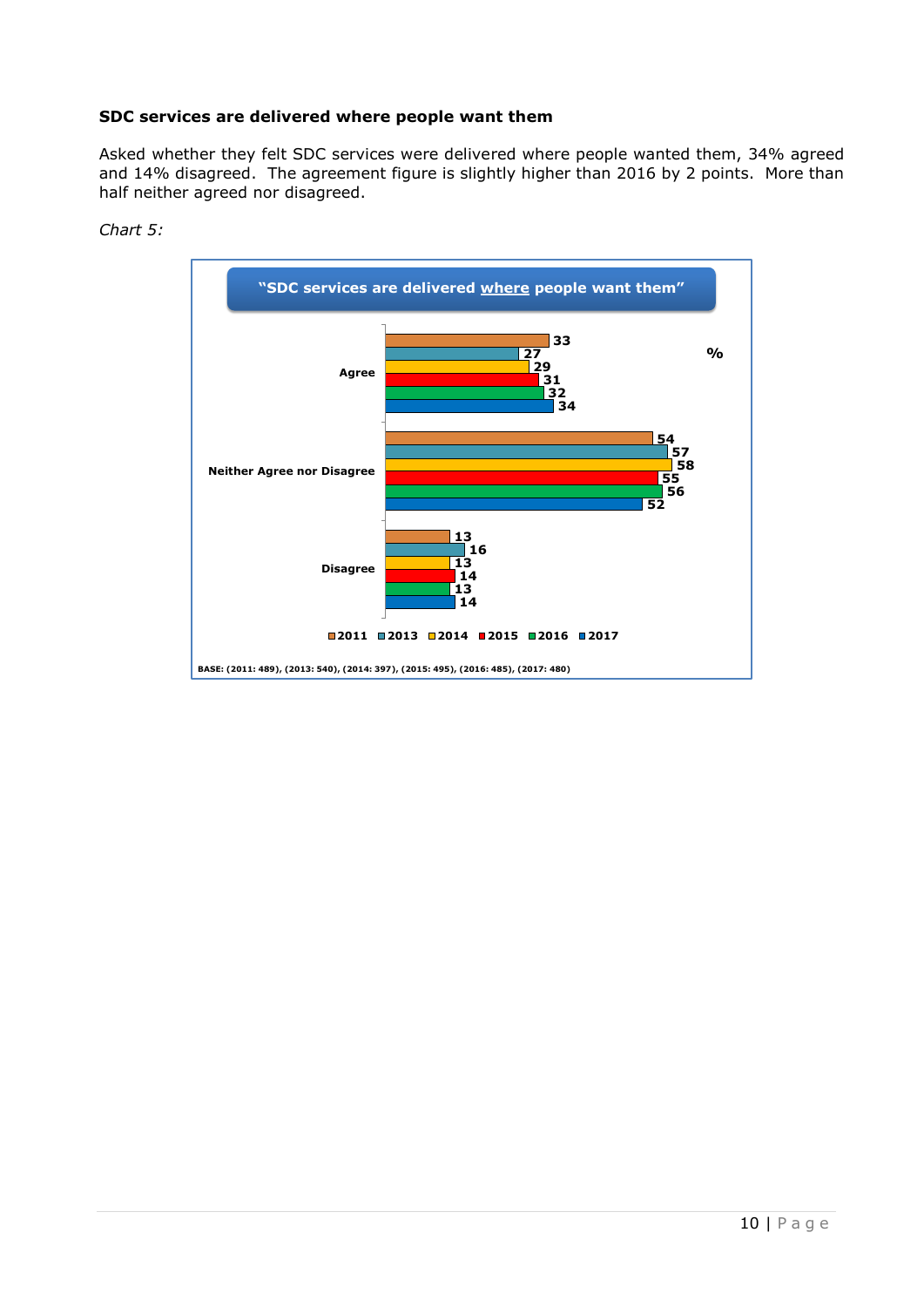**SDC services are delivered where people want them**

Asked whether they felt SDC services were delivered where people wanted them, 34% agreed and 14% disagreed. The agreement figure is slightly higher than 2016 by 2 points. More than half neither agreed nor disagreed.

*Chart 5:*

"SDC services are delivered where people want them"

| % | 2011 | 2013 | 2014 | 2015 | 2016 | 2017 |
|---|---|---|---|---|---|---|
| Agree | 33 | 27 | 29 | 31 | 32 | 34 |
| Neither Agree nor Disagree | 54 | 57 | 58 | 55 | 56 | 52 |
| Disagree | 13 | 16 | 13 | 14 | 13 | 14 |

BASE: (2011: 489), (2013: 540), (2014: 397), (2015: 495), (2016: 485), (2017: 480)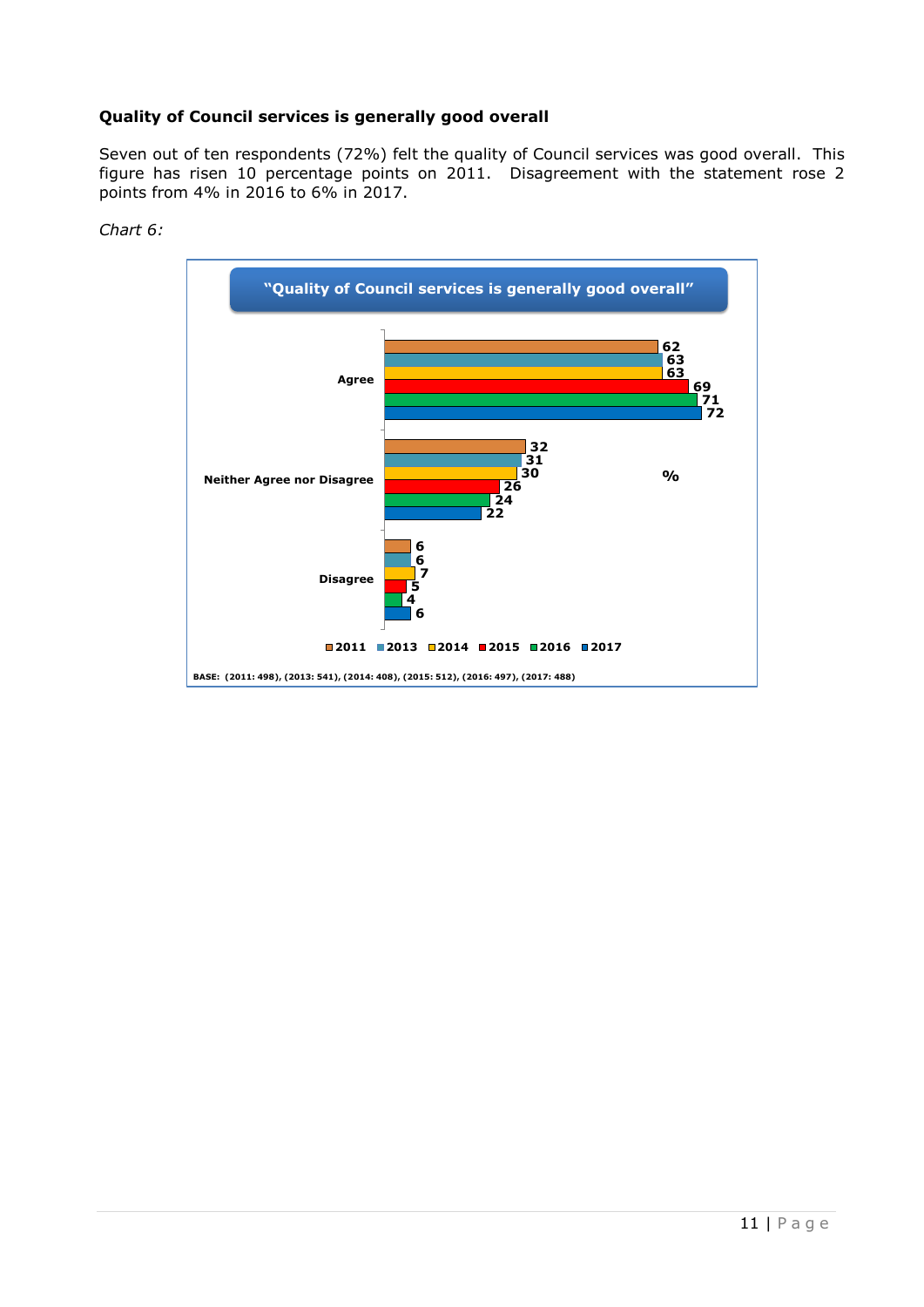**Quality of Council services is generally good overall**

Seven out of ten respondents (72%) felt the quality of Council services was good overall. This figure has risen 10 percentage points on 2011. Disagreement with the statement rose 2 points from 4% in 2016 to 6% in 2017.

*Chart 6:*

**"Quality of Council services is generally good overall"**

| % | 2011 | 2013 | 2014 | 2015 | 2016 | 2017 |
|---|---|---|---|---|---|---|
| Agree | 62 | 63 | 63 | 69 | 71 | 72 |
| Neither Agree nor Disagree | 32 | 31 | 30 | 26 | 24 | 22 |
| Disagree | 6 | 6 | 7 | 5 | 4 | 6 |

BASE: (2011: 498), (2013: 541), (2014: 408), (2015: 512), (2016: 497), (2017: 488)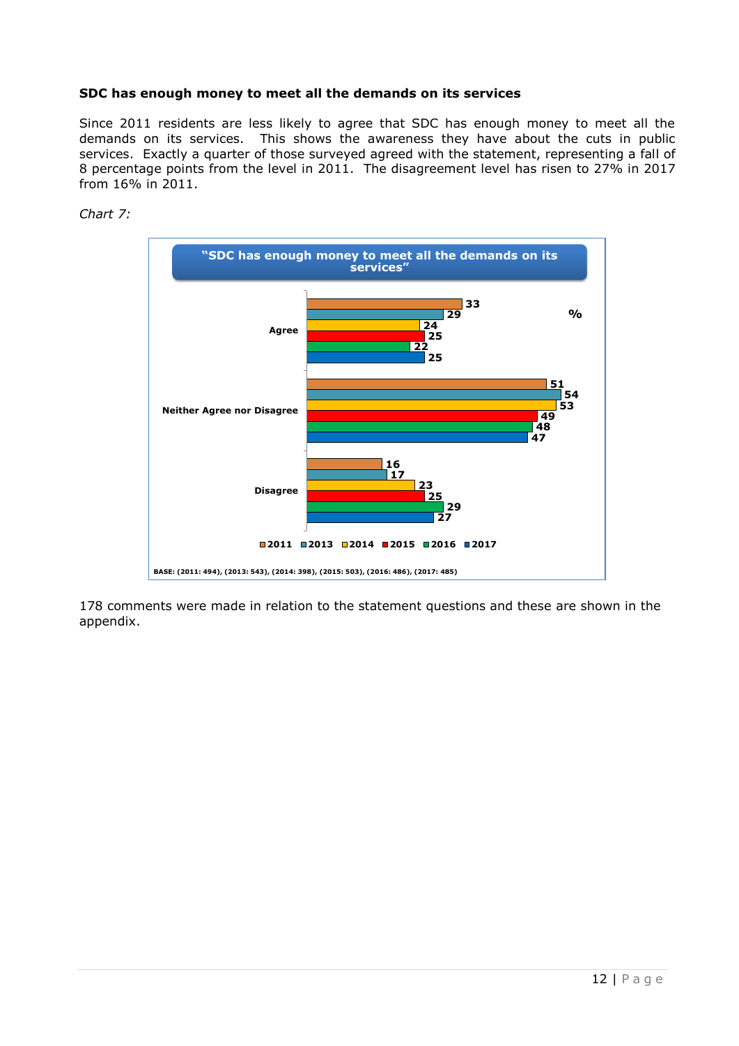**SDC has enough money to meet all the demands on its services**

Since 2011 residents are less likely to agree that SDC has enough money to meet all the demands on its services. This shows the awareness they have about the cuts in public services. Exactly a quarter of those surveyed agreed with the statement, representing a fall of 8 percentage points from the level in 2011. The disagreement level has risen to 27% in 2017 from 16% in 2011.

*Chart 7:*

**"SDC has enough money to meet all the demands on its services"**

| % | 2011 | 2013 | 2014 | 2015 | 2016 | 2017 |
|---|---|---|---|---|---|---|
| Agree | 33 | 29 | 24 | 25 | 22 | 25 |
| Neither Agree nor Disagree | 51 | 54 | 53 | 49 | 48 | 47 |
| Disagree | 16 | 17 | 23 | 25 | 29 | 27 |

BASE: (2011: 494), (2013: 543), (2014: 398), (2015: 503), (2016: 486), (2017: 485)

178 comments were made in relation to the statement questions and these are shown in the appendix.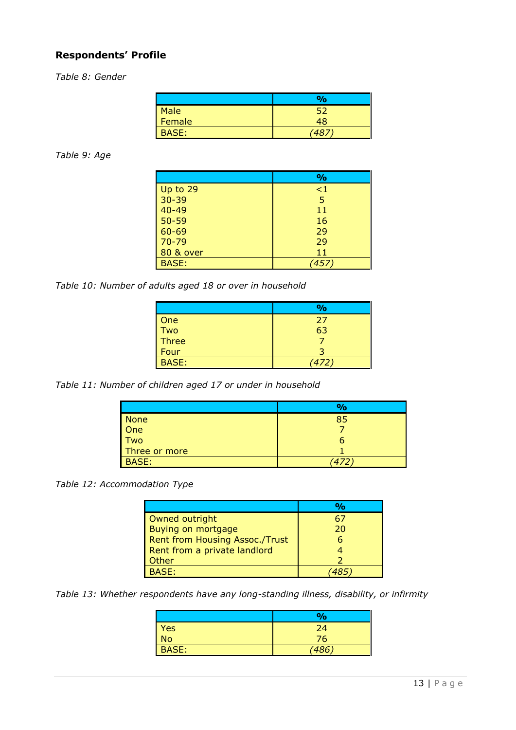### Respondents' Profile

*Table 8: Gender*

| | % |
|---|---|
| Male | 52 |
| Female | 48 |
| BASE: | *(487)* |

*Table 9: Age*

| | % |
|---|---|
| Up to 29 | <1 |
| 30-39 | 5 |
| 40-49 | 11 |
| 50-59 | 16 |
| 60-69 | 29 |
| 70-79 | 29 |
| 80 & over | 11 |
| BASE: | *(457)* |

*Table 10: Number of adults aged 18 or over in household*

| | % |
|---|---|
| One | 27 |
| Two | 63 |
| Three | 7 |
| Four | 3 |
| BASE: | *(472)* |

*Table 11: Number of children aged 17 or under in household*

| | % |
|---|---|
| None | 85 |
| One | 7 |
| Two | 6 |
| Three or more | 1 |
| BASE: | *(472)* |

*Table 12: Accommodation Type*

| | % |
|---|---|
| Owned outright | 67 |
| Buying on mortgage | 20 |
| Rent from Housing Assoc./Trust | 6 |
| Rent from a private landlord | 4 |
| Other | 2 |
| BASE: | *(485)* |

*Table 13: Whether respondents have any long-standing illness, disability, or infirmity*

| | % |
|---|---|
| Yes | 24 |
| No | 76 |
| BASE: | *(486)* |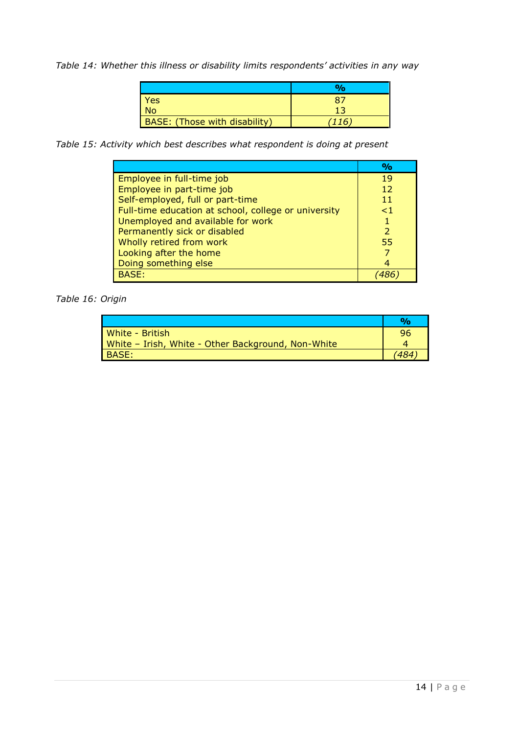*Table 14: Whether this illness or disability limits respondents' activities in any way*

| | % |
|---|---|
| Yes | 87 |
| No | 13 |
| BASE: (Those with disability) | *(116)* |

*Table 15: Activity which best describes what respondent is doing at present*

| | % |
|---|---|
| Employee in full-time job | 19 |
| Employee in part-time job | 12 |
| Self-employed, full or part-time | 11 |
| Full-time education at school, college or university | <1 |
| Unemployed and available for work | 1 |
| Permanently sick or disabled | 2 |
| Wholly retired from work | 55 |
| Looking after the home | 7 |
| Doing something else | 4 |
| BASE: | *(486)* |

*Table 16: Origin*

| | % |
|---|---|
| White - British | 96 |
| White – Irish, White - Other Background, Non-White | 4 |
| BASE: | *(484)* |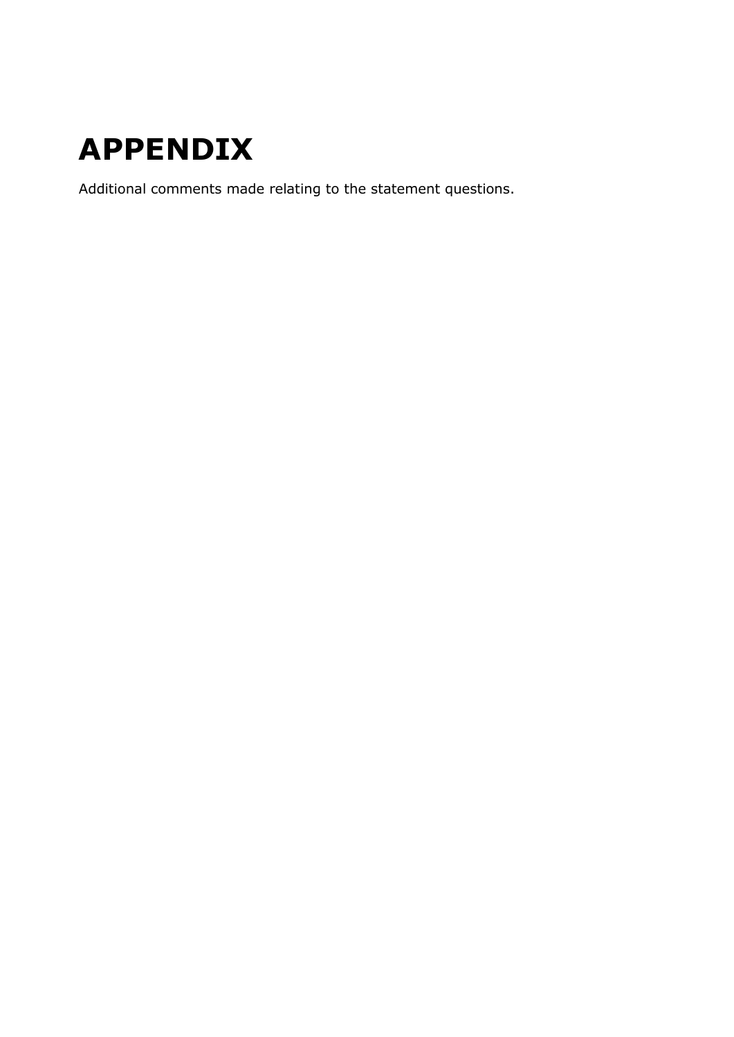# APPENDIX

Additional comments made relating to the statement questions.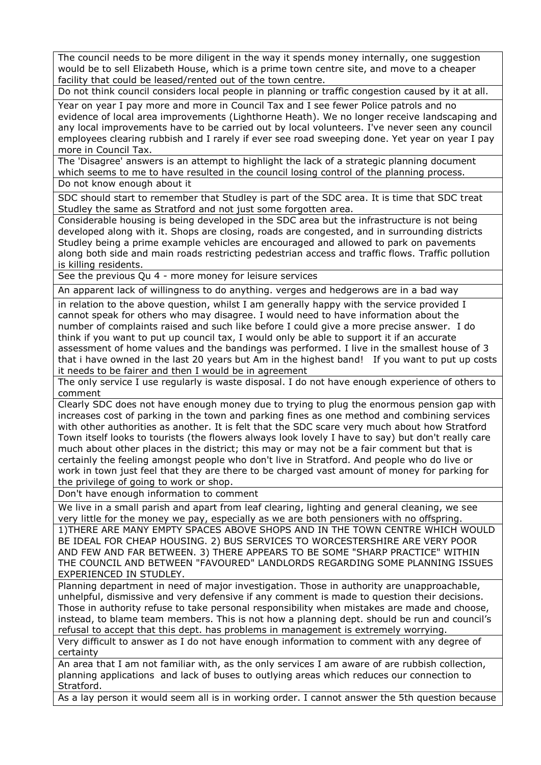| |
|---|
| The council needs to be more diligent in the way it spends money internally, one suggestion would be to sell Elizabeth House, which is a prime town centre site, and move to a cheaper facility that could be leased/rented out of the town centre. |
| Do not think council considers local people in planning or traffic congestion caused by it at all. |
| Year on year I pay more and more in Council Tax and I see fewer Police patrols and no evidence of local area improvements (Lighthorne Heath). We no longer receive landscaping and any local improvements have to be carried out by local volunteers. I've never seen any council employees clearing rubbish and I rarely if ever see road sweeping done. Yet year on year I pay more in Council Tax. |
| The 'Disagree' answers is an attempt to highlight the lack of a strategic planning document which seems to me to have resulted in the council losing control of the planning process. |
| Do not know enough about it |
| SDC should start to remember that Studley is part of the SDC area. It is time that SDC treat Studley the same as Stratford and not just some forgotten area. |
| Considerable housing is being developed in the SDC area but the infrastructure is not being developed along with it. Shops are closing, roads are congested, and in surrounding districts Studley being a prime example vehicles are encouraged and allowed to park on pavements along both side and main roads restricting pedestrian access and traffic flows. Traffic pollution is killing residents. |
| See the previous Qu 4 - more money for leisure services |
| An apparent lack of willingness to do anything. verges and hedgerows are in a bad way |
| in relation to the above question, whilst I am generally happy with the service provided I cannot speak for others who may disagree. I would need to have information about the number of complaints raised and such like before I could give a more precise answer. I do think if you want to put up council tax, I would only be able to support it if an accurate assessment of home values and the bandings was performed. I live in the smallest house of 3 that i have owned in the last 20 years but Am in the highest band! If you want to put up costs it needs to be fairer and then I would be in agreement |
| The only service I use regularly is waste disposal. I do not have enough experience of others to comment |
| Clearly SDC does not have enough money due to trying to plug the enormous pension gap with increases cost of parking in the town and parking fines as one method and combining services with other authorities as another. It is felt that the SDC scare very much about how Stratford Town itself looks to tourists (the flowers always look lovely I have to say) but don't really care much about other places in the district; this may or may not be a fair comment but that is certainly the feeling amongst people who don't live in Stratford. And people who do live or work in town just feel that they are there to be charged vast amount of money for parking for the privilege of going to work or shop. |
| Don't have enough information to comment |
| We live in a small parish and apart from leaf clearing, lighting and general cleaning, we see very little for the money we pay, especially as we are both pensioners with no offspring. |
| 1)THERE ARE MANY EMPTY SPACES ABOVE SHOPS AND IN THE TOWN CENTRE WHICH WOULD BE IDEAL FOR CHEAP HOUSING. 2) BUS SERVICES TO WORCESTERSHIRE ARE VERY POOR AND FEW AND FAR BETWEEN. 3) THERE APPEARS TO BE SOME "SHARP PRACTICE" WITHIN THE COUNCIL AND BETWEEN "FAVOURED" LANDLORDS REGARDING SOME PLANNING ISSUES EXPERIENCED IN STUDLEY. |
| Planning department in need of major investigation. Those in authority are unapproachable, unhelpful, dismissive and very defensive if any comment is made to question their decisions. Those in authority refuse to take personal responsibility when mistakes are made and choose, instead, to blame team members. This is not how a planning dept. should be run and council's refusal to accept that this dept. has problems in management is extremely worrying. |
| Very difficult to answer as I do not have enough information to comment with any degree of certainty |
| An area that I am not familiar with, as the only services I am aware of are rubbish collection, planning applications and lack of buses to outlying areas which reduces our connection to Stratford. |
| As a lay person it would seem all is in working order. I cannot answer the 5th question because |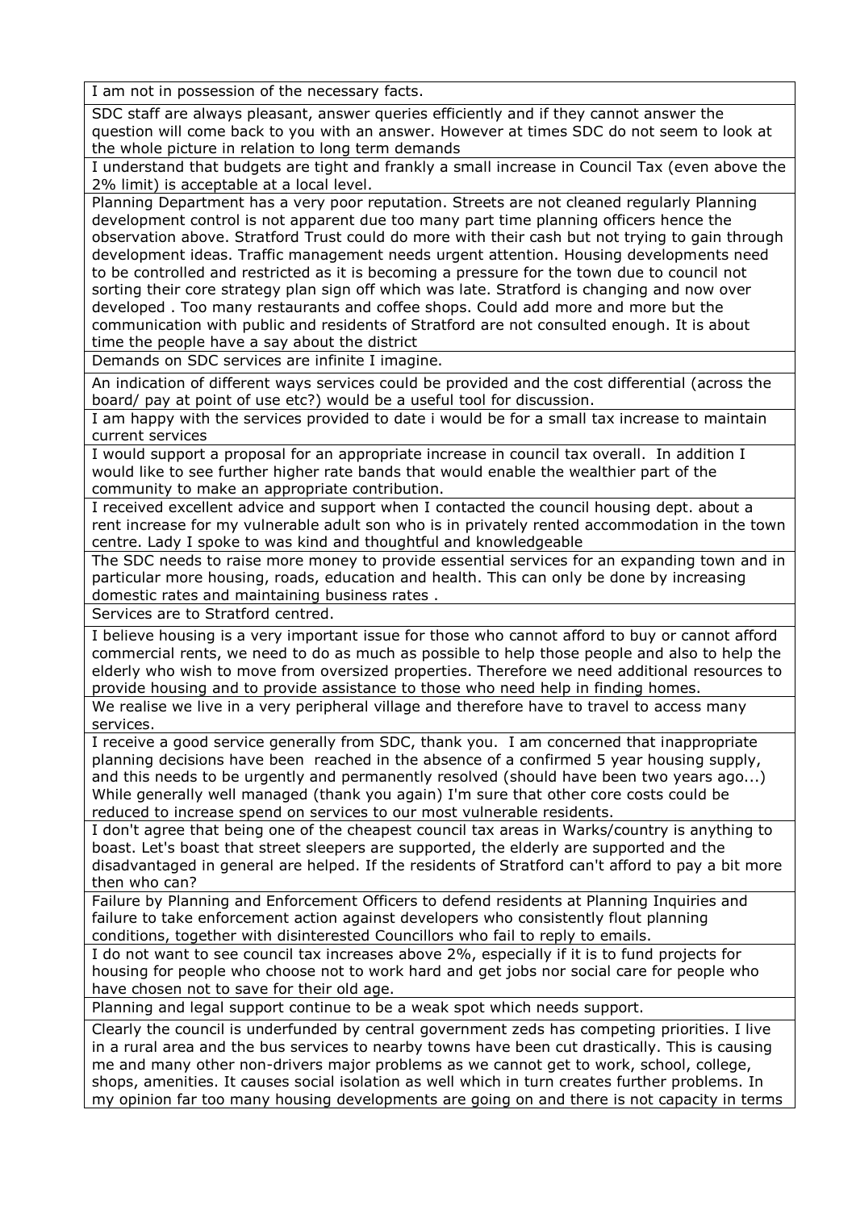| I am not in possession of the necessary facts. |
|---|
| SDC staff are always pleasant, answer queries efficiently and if they cannot answer the question will come back to you with an answer. However at times SDC do not seem to look at the whole picture in relation to long term demands |
| I understand that budgets are tight and frankly a small increase in Council Tax (even above the 2% limit) is acceptable at a local level. |
| Planning Department has a very poor reputation. Streets are not cleaned regularly Planning development control is not apparent due too many part time planning officers hence the observation above. Stratford Trust could do more with their cash but not trying to gain through development ideas. Traffic management needs urgent attention. Housing developments need to be controlled and restricted as it is becoming a pressure for the town due to council not sorting their core strategy plan sign off which was late. Stratford is changing and now over developed . Too many restaurants and coffee shops. Could add more and more but the communication with public and residents of Stratford are not consulted enough. It is about time the people have a say about the district |
| Demands on SDC services are infinite I imagine. |
| An indication of different ways services could be provided and the cost differential (across the board/ pay at point of use etc?) would be a useful tool for discussion. |
| I am happy with the services provided to date i would be for a small tax increase to maintain current services |
| I would support a proposal for an appropriate increase in council tax overall. In addition I would like to see further higher rate bands that would enable the wealthier part of the community to make an appropriate contribution. |
| I received excellent advice and support when I contacted the council housing dept. about a rent increase for my vulnerable adult son who is in privately rented accommodation in the town centre. Lady I spoke to was kind and thoughtful and knowledgeable |
| The SDC needs to raise more money to provide essential services for an expanding town and in particular more housing, roads, education and health. This can only be done by increasing domestic rates and maintaining business rates . |
| Services are to Stratford centred. |
| I believe housing is a very important issue for those who cannot afford to buy or cannot afford commercial rents, we need to do as much as possible to help those people and also to help the elderly who wish to move from oversized properties. Therefore we need additional resources to provide housing and to provide assistance to those who need help in finding homes. |
| We realise we live in a very peripheral village and therefore have to travel to access many services. |
| I receive a good service generally from SDC, thank you. I am concerned that inappropriate planning decisions have been reached in the absence of a confirmed 5 year housing supply, and this needs to be urgently and permanently resolved (should have been two years ago...) While generally well managed (thank you again) I'm sure that other core costs could be reduced to increase spend on services to our most vulnerable residents. |
| I don't agree that being one of the cheapest council tax areas in Warks/country is anything to boast. Let's boast that street sleepers are supported, the elderly are supported and the disadvantaged in general are helped. If the residents of Stratford can't afford to pay a bit more then who can? |
| Failure by Planning and Enforcement Officers to defend residents at Planning Inquiries and failure to take enforcement action against developers who consistently flout planning conditions, together with disinterested Councillors who fail to reply to emails. |
| I do not want to see council tax increases above 2%, especially if it is to fund projects for housing for people who choose not to work hard and get jobs nor social care for people who have chosen not to save for their old age. |
| Planning and legal support continue to be a weak spot which needs support. |
| Clearly the council is underfunded by central government zeds has competing priorities. I live in a rural area and the bus services to nearby towns have been cut drastically. This is causing me and many other non-drivers major problems as we cannot get to work, school, college, shops, amenities. It causes social isolation as well which in turn creates further problems. In my opinion far too many housing developments are going on and there is not capacity in terms |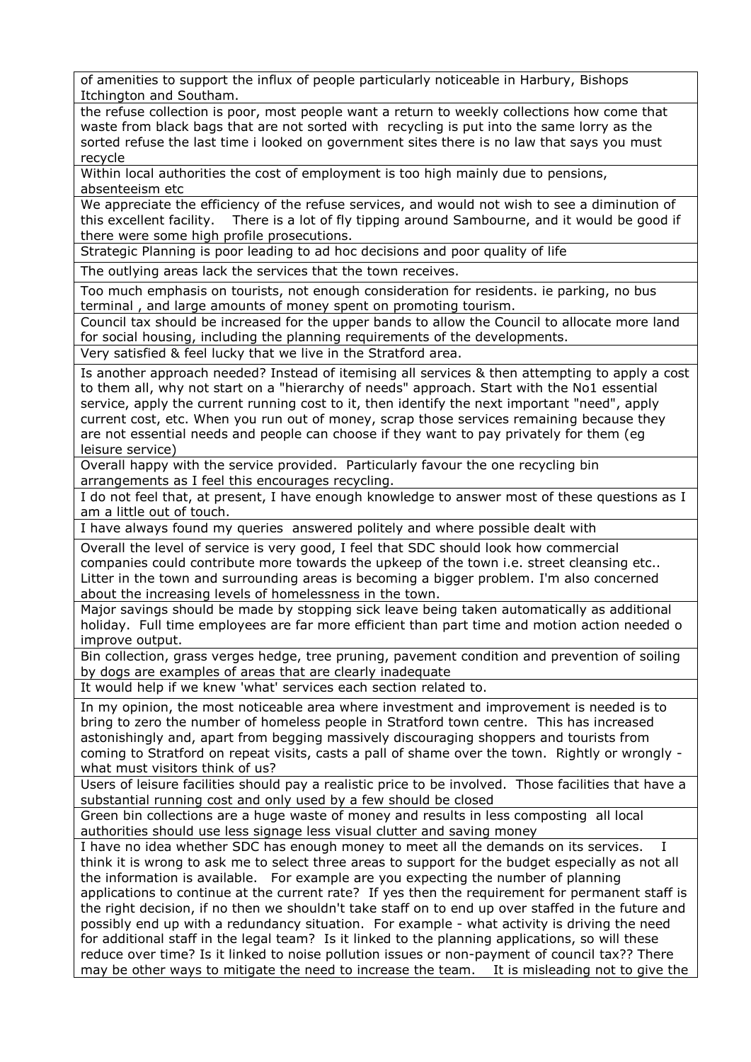| |
|---|
| of amenities to support the influx of people particularly noticeable in Harbury, Bishops Itchington and Southam. |
| the refuse collection is poor, most people want a return to weekly collections how come that waste from black bags that are not sorted with recycling is put into the same lorry as the sorted refuse the last time i looked on government sites there is no law that says you must recycle |
| Within local authorities the cost of employment is too high mainly due to pensions, absenteeism etc |
| We appreciate the efficiency of the refuse services, and would not wish to see a diminution of this excellent facility. There is a lot of fly tipping around Sambourne, and it would be good if there were some high profile prosecutions. |
| Strategic Planning is poor leading to ad hoc decisions and poor quality of life |
| The outlying areas lack the services that the town receives. |
| Too much emphasis on tourists, not enough consideration for residents. ie parking, no bus terminal , and large amounts of money spent on promoting tourism. |
| Council tax should be increased for the upper bands to allow the Council to allocate more land for social housing, including the planning requirements of the developments. |
| Very satisfied & feel lucky that we live in the Stratford area. |
| Is another approach needed? Instead of itemising all services & then attempting to apply a cost to them all, why not start on a "hierarchy of needs" approach. Start with the No1 essential service, apply the current running cost to it, then identify the next important "need", apply current cost, etc. When you run out of money, scrap those services remaining because they are not essential needs and people can choose if they want to pay privately for them (eg leisure service) |
| Overall happy with the service provided. Particularly favour the one recycling bin arrangements as I feel this encourages recycling. |
| I do not feel that, at present, I have enough knowledge to answer most of these questions as I am a little out of touch. |
| I have always found my queries answered politely and where possible dealt with |
| Overall the level of service is very good, I feel that SDC should look how commercial companies could contribute more towards the upkeep of the town i.e. street cleansing etc.. Litter in the town and surrounding areas is becoming a bigger problem. I'm also concerned about the increasing levels of homelessness in the town. |
| Major savings should be made by stopping sick leave being taken automatically as additional holiday. Full time employees are far more efficient than part time and motion action needed o improve output. |
| Bin collection, grass verges hedge, tree pruning, pavement condition and prevention of soiling by dogs are examples of areas that are clearly inadequate |
| It would help if we knew 'what' services each section related to. |
| In my opinion, the most noticeable area where investment and improvement is needed is to bring to zero the number of homeless people in Stratford town centre. This has increased astonishingly and, apart from begging massively discouraging shoppers and tourists from coming to Stratford on repeat visits, casts a pall of shame over the town. Rightly or wrongly - what must visitors think of us? |
| Users of leisure facilities should pay a realistic price to be involved. Those facilities that have a substantial running cost and only used by a few should be closed |
| Green bin collections are a huge waste of money and results in less composting all local authorities should use less signage less visual clutter and saving money |
| I have no idea whether SDC has enough money to meet all the demands on its services. I think it is wrong to ask me to select three areas to support for the budget especially as not all the information is available. For example are you expecting the number of planning applications to continue at the current rate? If yes then the requirement for permanent staff is the right decision, if no then we shouldn't take staff on to end up over staffed in the future and possibly end up with a redundancy situation. For example - what activity is driving the need for additional staff in the legal team? Is it linked to the planning applications, so will these reduce over time? Is it linked to noise pollution issues or non-payment of council tax?? There may be other ways to mitigate the need to increase the team. It is misleading not to give the |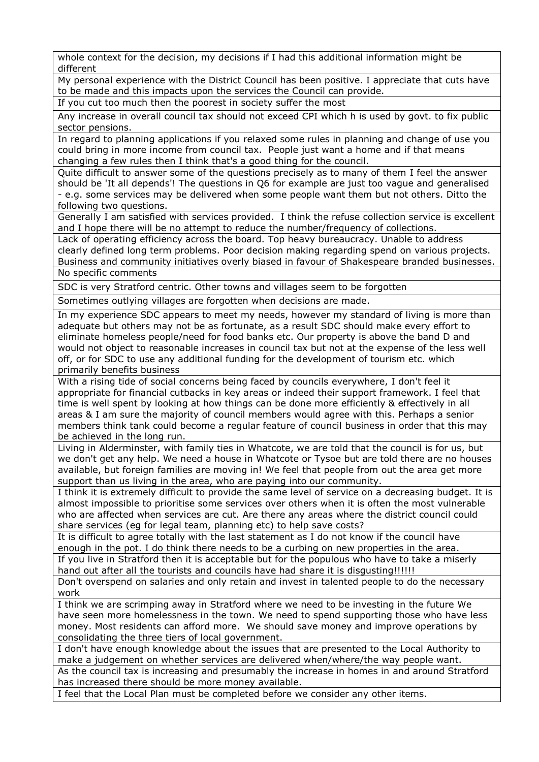| whole context for the decision, my decisions if I had this additional information might be different |
|---|
| My personal experience with the District Council has been positive. I appreciate that cuts have to be made and this impacts upon the services the Council can provide. |
| If you cut too much then the poorest in society suffer the most |
| Any increase in overall council tax should not exceed CPI which h is used by govt. to fix public sector pensions. |
| In regard to planning applications if you relaxed some rules in planning and change of use you could bring in more income from council tax. People just want a home and if that means changing a few rules then I think that's a good thing for the council. |
| Quite difficult to answer some of the questions precisely as to many of them I feel the answer should be 'It all depends'! The questions in Q6 for example are just too vague and generalised - e.g. some services may be delivered when some people want them but not others. Ditto the following two questions. |
| Generally I am satisfied with services provided. I think the refuse collection service is excellent and I hope there will be no attempt to reduce the number/frequency of collections. |
| Lack of operating efficiency across the board. Top heavy bureaucracy. Unable to address clearly defined long term problems. Poor decision making regarding spend on various projects. Business and community initiatives overly biased in favour of Shakespeare branded businesses. |
| No specific comments |
| SDC is very Stratford centric. Other towns and villages seem to be forgotten |
| Sometimes outlying villages are forgotten when decisions are made. |
| In my experience SDC appears to meet my needs, however my standard of living is more than adequate but others may not be as fortunate, as a result SDC should make every effort to eliminate homeless people/need for food banks etc. Our property is above the band D and would not object to reasonable increases in council tax but not at the expense of the less well off, or for SDC to use any additional funding for the development of tourism etc. which primarily benefits business |
| With a rising tide of social concerns being faced by councils everywhere, I don't feel it appropriate for financial cutbacks in key areas or indeed their support framework. I feel that time is well spent by looking at how things can be done more efficiently & effectively in all areas & I am sure the majority of council members would agree with this. Perhaps a senior members think tank could become a regular feature of council business in order that this may be achieved in the long run. |
| Living in Alderminster, with family ties in Whatcote, we are told that the council is for us, but we don't get any help. We need a house in Whatcote or Tysoe but are told there are no houses available, but foreign families are moving in! We feel that people from out the area get more support than us living in the area, who are paying into our community. |
| I think it is extremely difficult to provide the same level of service on a decreasing budget. It is almost impossible to prioritise some services over others when it is often the most vulnerable who are affected when services are cut. Are there any areas where the district council could share services (eg for legal team, planning etc) to help save costs? |
| It is difficult to agree totally with the last statement as I do not know if the council have enough in the pot. I do think there needs to be a curbing on new properties in the area. |
| If you live in Stratford then it is acceptable but for the populous who have to take a miserly hand out after all the tourists and councils have had share it is disgusting!!!!!! |
| Don't overspend on salaries and only retain and invest in talented people to do the necessary work |
| I think we are scrimping away in Stratford where we need to be investing in the future We have seen more homelessness in the town. We need to spend supporting those who have less money. Most residents can afford more. We should save money and improve operations by consolidating the three tiers of local government. |
| I don't have enough knowledge about the issues that are presented to the Local Authority to make a judgement on whether services are delivered when/where/the way people want. |
| As the council tax is increasing and presumably the increase in homes in and around Stratford has increased there should be more money available. |
| I feel that the Local Plan must be completed before we consider any other items. |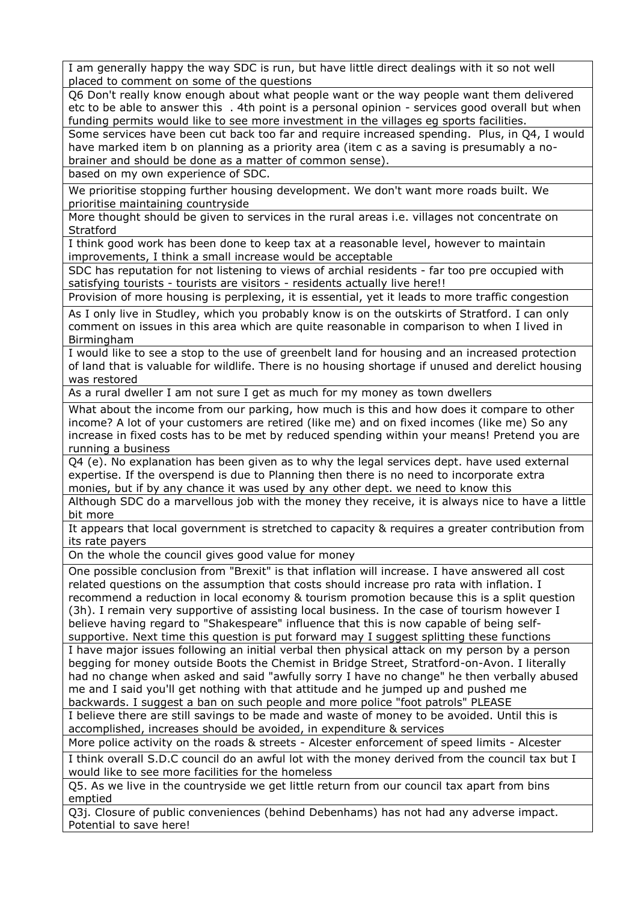| I am generally happy the way SDC is run, but have little direct dealings with it so not well placed to comment on some of the questions |
|---|
| Q6 Don't really know enough about what people want or the way people want them delivered etc to be able to answer this . 4th point is a personal opinion - services good overall but when funding permits would like to see more investment in the villages eg sports facilities. |
| Some services have been cut back too far and require increased spending. Plus, in Q4, I would have marked item b on planning as a priority area (item c as a saving is presumably a no-brainer and should be done as a matter of common sense). |
| based on my own experience of SDC. |
| We prioritise stopping further housing development. We don't want more roads built. We prioritise maintaining countryside |
| More thought should be given to services in the rural areas i.e. villages not concentrate on Stratford |
| I think good work has been done to keep tax at a reasonable level, however to maintain improvements, I think a small increase would be acceptable |
| SDC has reputation for not listening to views of archial residents - far too pre occupied with satisfying tourists - tourists are visitors - residents actually live here!! |
| Provision of more housing is perplexing, it is essential, yet it leads to more traffic congestion |
| As I only live in Studley, which you probably know is on the outskirts of Stratford. I can only comment on issues in this area which are quite reasonable in comparison to when I lived in Birmingham |
| I would like to see a stop to the use of greenbelt land for housing and an increased protection of land that is valuable for wildlife. There is no housing shortage if unused and derelict housing was restored |
| As a rural dweller I am not sure I get as much for my money as town dwellers |
| What about the income from our parking, how much is this and how does it compare to other income? A lot of your customers are retired (like me) and on fixed incomes (like me) So any increase in fixed costs has to be met by reduced spending within your means! Pretend you are running a business |
| Q4 (e). No explanation has been given as to why the legal services dept. have used external expertise. If the overspend is due to Planning then there is no need to incorporate extra monies, but if by any chance it was used by any other dept. we need to know this |
| Although SDC do a marvellous job with the money they receive, it is always nice to have a little bit more |
| It appears that local government is stretched to capacity & requires a greater contribution from its rate payers |
| On the whole the council gives good value for money |
| One possible conclusion from "Brexit" is that inflation will increase. I have answered all cost related questions on the assumption that costs should increase pro rata with inflation. I recommend a reduction in local economy & tourism promotion because this is a split question (3h). I remain very supportive of assisting local business. In the case of tourism however I believe having regard to "Shakespeare" influence that this is now capable of being self-supportive. Next time this question is put forward may I suggest splitting these functions |
| I have major issues following an initial verbal then physical attack on my person by a person begging for money outside Boots the Chemist in Bridge Street, Stratford-on-Avon. I literally had no change when asked and said "awfully sorry I have no change" he then verbally abused me and I said you'll get nothing with that attitude and he jumped up and pushed me backwards. I suggest a ban on such people and more police "foot patrols" PLEASE |
| I believe there are still savings to be made and waste of money to be avoided. Until this is accomplished, increases should be avoided, in expenditure & services |
| More police activity on the roads & streets - Alcester enforcement of speed limits - Alcester |
| I think overall S.D.C council do an awful lot with the money derived from the council tax but I would like to see more facilities for the homeless |
| Q5. As we live in the countryside we get little return from our council tax apart from bins emptied |
| Q3j. Closure of public conveniences (behind Debenhams) has not had any adverse impact. Potential to save here! |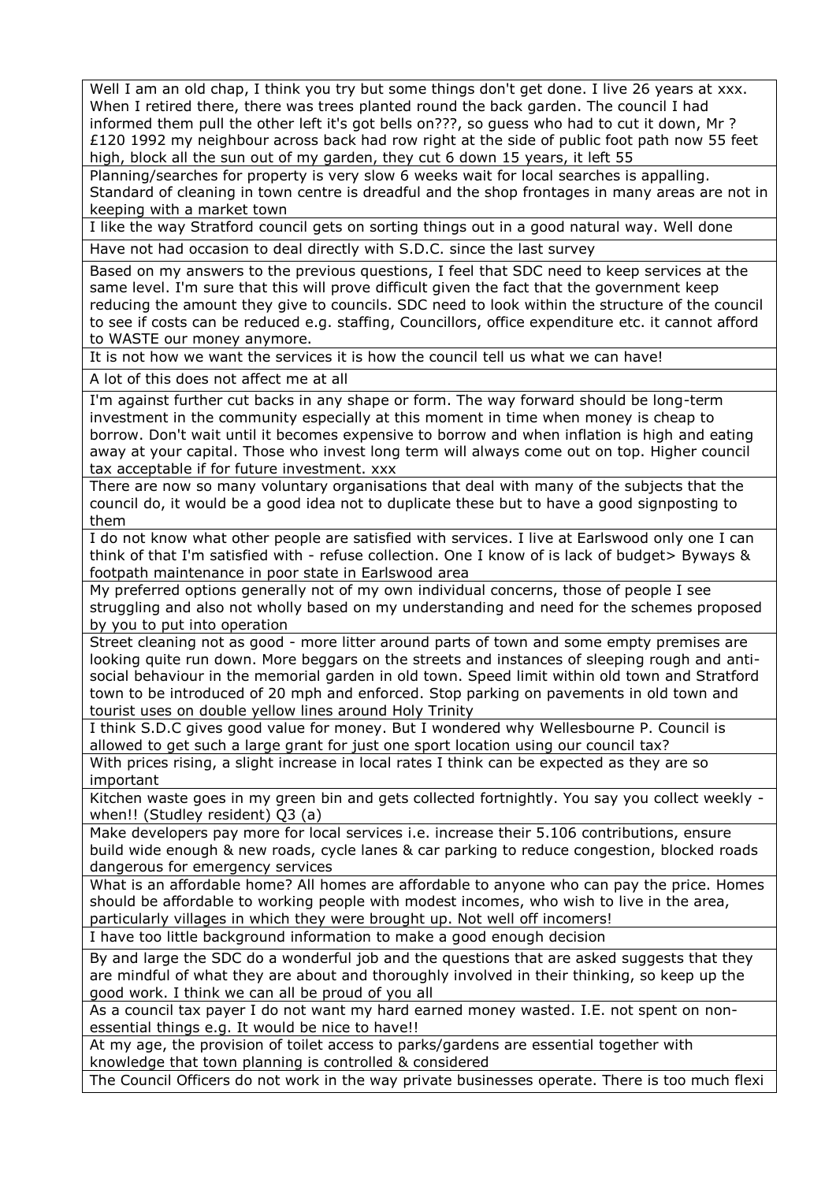| |
|---|
| Well I am an old chap, I think you try but some things don't get done. I live 26 years at xxx. When I retired there, there was trees planted round the back garden. The council I had informed them pull the other left it's got bells on???, so guess who had to cut it down, Mr ? £120 1992 my neighbour across back had row right at the side of public foot path now 55 feet high, block all the sun out of my garden, they cut 6 down 15 years, it left 55 |
| Planning/searches for property is very slow 6 weeks wait for local searches is appalling. Standard of cleaning in town centre is dreadful and the shop frontages in many areas are not in keeping with a market town |
| I like the way Stratford council gets on sorting things out in a good natural way. Well done |
| Have not had occasion to deal directly with S.D.C. since the last survey |
| Based on my answers to the previous questions, I feel that SDC need to keep services at the same level. I'm sure that this will prove difficult given the fact that the government keep reducing the amount they give to councils. SDC need to look within the structure of the council to see if costs can be reduced e.g. staffing, Councillors, office expenditure etc. it cannot afford to WASTE our money anymore. |
| It is not how we want the services it is how the council tell us what we can have! |
| A lot of this does not affect me at all |
| I'm against further cut backs in any shape or form. The way forward should be long-term investment in the community especially at this moment in time when money is cheap to borrow. Don't wait until it becomes expensive to borrow and when inflation is high and eating away at your capital. Those who invest long term will always come out on top. Higher council tax acceptable if for future investment. xxx |
| There are now so many voluntary organisations that deal with many of the subjects that the council do, it would be a good idea not to duplicate these but to have a good signposting to them |
| I do not know what other people are satisfied with services. I live at Earlswood only one I can think of that I'm satisfied with - refuse collection. One I know of is lack of budget> Byways & footpath maintenance in poor state in Earlswood area |
| My preferred options generally not of my own individual concerns, those of people I see struggling and also not wholly based on my understanding and need for the schemes proposed by you to put into operation |
| Street cleaning not as good - more litter around parts of town and some empty premises are looking quite run down. More beggars on the streets and instances of sleeping rough and anti-social behaviour in the memorial garden in old town. Speed limit within old town and Stratford town to be introduced of 20 mph and enforced. Stop parking on pavements in old town and tourist uses on double yellow lines around Holy Trinity |
| I think S.D.C gives good value for money. But I wondered why Wellesbourne P. Council is allowed to get such a large grant for just one sport location using our council tax? |
| With prices rising, a slight increase in local rates I think can be expected as they are so important |
| Kitchen waste goes in my green bin and gets collected fortnightly. You say you collect weekly - when!! (Studley resident) Q3 (a) |
| Make developers pay more for local services i.e. increase their 5.106 contributions, ensure build wide enough & new roads, cycle lanes & car parking to reduce congestion, blocked roads dangerous for emergency services |
| What is an affordable home? All homes are affordable to anyone who can pay the price. Homes should be affordable to working people with modest incomes, who wish to live in the area, particularly villages in which they were brought up. Not well off incomers! |
| I have too little background information to make a good enough decision |
| By and large the SDC do a wonderful job and the questions that are asked suggests that they are mindful of what they are about and thoroughly involved in their thinking, so keep up the good work. I think we can all be proud of you all |
| As a council tax payer I do not want my hard earned money wasted. I.E. not spent on non-essential things e.g. It would be nice to have!! |
| At my age, the provision of toilet access to parks/gardens are essential together with knowledge that town planning is controlled & considered |
| The Council Officers do not work in the way private businesses operate. There is too much flexi |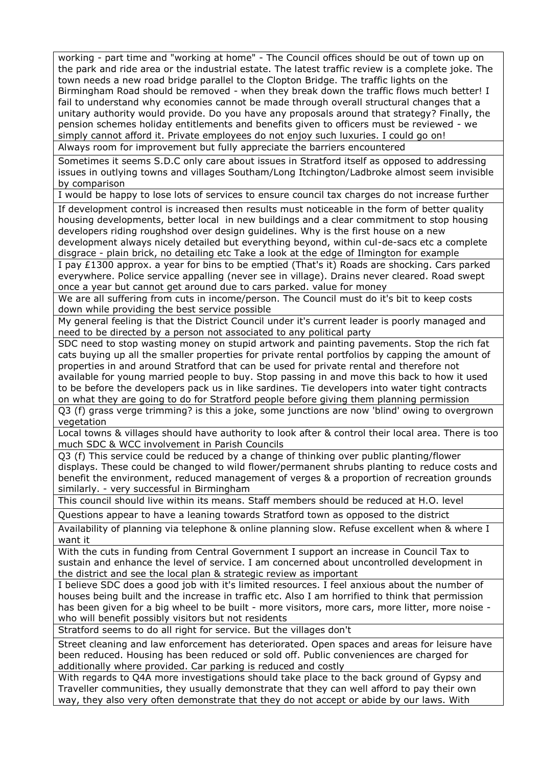| |
|---|
| working - part time and "working at home" - The Council offices should be out of town up on the park and ride area or the industrial estate. The latest traffic review is a complete joke. The town needs a new road bridge parallel to the Clopton Bridge. The traffic lights on the Birmingham Road should be removed - when they break down the traffic flows much better! I fail to understand why economies cannot be made through overall structural changes that a unitary authority would provide. Do you have any proposals around that strategy? Finally, the pension schemes holiday entitlements and benefits given to officers must be reviewed - we simply cannot afford it. Private employees do not enjoy such luxuries. I could go on! |
| Always room for improvement but fully appreciate the barriers encountered |
| Sometimes it seems S.D.C only care about issues in Stratford itself as opposed to addressing issues in outlying towns and villages Southam/Long Itchington/Ladbroke almost seem invisible by comparison |
| I would be happy to lose lots of services to ensure council tax charges do not increase further |
| If development control is increased then results must noticeable in the form of better quality housing developments, better local in new buildings and a clear commitment to stop housing developers riding roughshod over design guidelines. Why is the first house on a new development always nicely detailed but everything beyond, within cul-de-sacs etc a complete disgrace - plain brick, no detailing etc Take a look at the edge of Ilmington for example |
| I pay £1300 approx. a year for bins to be emptied (That's it) Roads are shocking. Cars parked everywhere. Police service appalling (never see in village). Drains never cleared. Road swept once a year but cannot get around due to cars parked. value for money |
| We are all suffering from cuts in income/person. The Council must do it's bit to keep costs down while providing the best service possible |
| My general feeling is that the District Council under it's current leader is poorly managed and need to be directed by a person not associated to any political party |
| SDC need to stop wasting money on stupid artwork and painting pavements. Stop the rich fat cats buying up all the smaller properties for private rental portfolios by capping the amount of properties in and around Stratford that can be used for private rental and therefore not available for young married people to buy. Stop passing in and move this back to how it used to be before the developers pack us in like sardines. Tie developers into water tight contracts on what they are going to do for Stratford people before giving them planning permission |
| Q3 (f) grass verge trimming? is this a joke, some junctions are now 'blind' owing to overgrown vegetation |
| Local towns & villages should have authority to look after & control their local area. There is too much SDC & WCC involvement in Parish Councils |
| Q3 (f) This service could be reduced by a change of thinking over public planting/flower displays. These could be changed to wild flower/permanent shrubs planting to reduce costs and benefit the environment, reduced management of verges & a proportion of recreation grounds similarly. - very successful in Birmingham |
| This council should live within its means. Staff members should be reduced at H.O. level |
| Questions appear to have a leaning towards Stratford town as opposed to the district |
| Availability of planning via telephone & online planning slow. Refuse excellent when & where I want it |
| With the cuts in funding from Central Government I support an increase in Council Tax to sustain and enhance the level of service. I am concerned about uncontrolled development in the district and see the local plan & strategic review as important |
| I believe SDC does a good job with it's limited resources. I feel anxious about the number of houses being built and the increase in traffic etc. Also I am horrified to think that permission has been given for a big wheel to be built - more visitors, more cars, more litter, more noise - who will benefit possibly visitors but not residents |
| Stratford seems to do all right for service. But the villages don't |
| Street cleaning and law enforcement has deteriorated. Open spaces and areas for leisure have been reduced. Housing has been reduced or sold off. Public conveniences are charged for additionally where provided. Car parking is reduced and costly |
| With regards to Q4A more investigations should take place to the back ground of Gypsy and Traveller communities, they usually demonstrate that they can well afford to pay their own way, they also very often demonstrate that they do not accept or abide by our laws. With |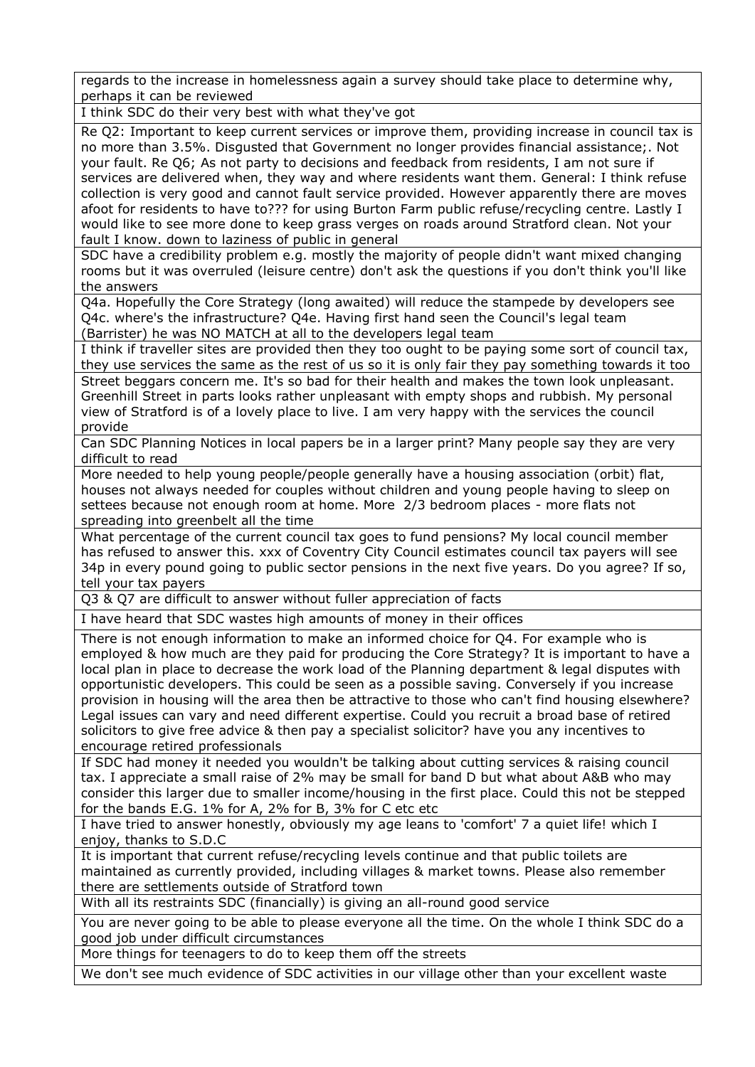| |
|---|
| regards to the increase in homelessness again a survey should take place to determine why, perhaps it can be reviewed |
| I think SDC do their very best with what they've got |
| Re Q2: Important to keep current services or improve them, providing increase in council tax is no more than 3.5%. Disgusted that Government no longer provides financial assistance;. Not your fault. Re Q6; As not party to decisions and feedback from residents, I am not sure if services are delivered when, they way and where residents want them. General: I think refuse collection is very good and cannot fault service provided. However apparently there are moves afoot for residents to have to??? for using Burton Farm public refuse/recycling centre. Lastly I would like to see more done to keep grass verges on roads around Stratford clean. Not your fault I know. down to laziness of public in general |
| SDC have a credibility problem e.g. mostly the majority of people didn't want mixed changing rooms but it was overruled (leisure centre) don't ask the questions if you don't think you'll like the answers |
| Q4a. Hopefully the Core Strategy (long awaited) will reduce the stampede by developers see Q4c. where's the infrastructure? Q4e. Having first hand seen the Council's legal team (Barrister) he was NO MATCH at all to the developers legal team |
| I think if traveller sites are provided then they too ought to be paying some sort of council tax, they use services the same as the rest of us so it is only fair they pay something towards it too |
| Street beggars concern me. It's so bad for their health and makes the town look unpleasant. Greenhill Street in parts looks rather unpleasant with empty shops and rubbish. My personal view of Stratford is of a lovely place to live. I am very happy with the services the council provide |
| Can SDC Planning Notices in local papers be in a larger print? Many people say they are very difficult to read |
| More needed to help young people/people generally have a housing association (orbit) flat, houses not always needed for couples without children and young people having to sleep on settees because not enough room at home. More 2/3 bedroom places - more flats not spreading into greenbelt all the time |
| What percentage of the current council tax goes to fund pensions? My local council member has refused to answer this. xxx of Coventry City Council estimates council tax payers will see 34p in every pound going to public sector pensions in the next five years. Do you agree? If so, tell your tax payers |
| Q3 & Q7 are difficult to answer without fuller appreciation of facts |
| I have heard that SDC wastes high amounts of money in their offices |
| There is not enough information to make an informed choice for Q4. For example who is employed & how much are they paid for producing the Core Strategy? It is important to have a local plan in place to decrease the work load of the Planning department & legal disputes with opportunistic developers. This could be seen as a possible saving. Conversely if you increase provision in housing will the area then be attractive to those who can't find housing elsewhere? Legal issues can vary and need different expertise. Could you recruit a broad base of retired solicitors to give free advice & then pay a specialist solicitor? have you any incentives to encourage retired professionals |
| If SDC had money it needed you wouldn't be talking about cutting services & raising council tax. I appreciate a small raise of 2% may be small for band D but what about A&B who may consider this larger due to smaller income/housing in the first place. Could this not be stepped for the bands E.G. 1% for A, 2% for B, 3% for C etc etc |
| I have tried to answer honestly, obviously my age leans to 'comfort' 7 a quiet life! which I enjoy, thanks to S.D.C |
| It is important that current refuse/recycling levels continue and that public toilets are maintained as currently provided, including villages & market towns. Please also remember there are settlements outside of Stratford town |
| With all its restraints SDC (financially) is giving an all-round good service |
| You are never going to be able to please everyone all the time. On the whole I think SDC do a good job under difficult circumstances |
| More things for teenagers to do to keep them off the streets |
| We don't see much evidence of SDC activities in our village other than your excellent waste |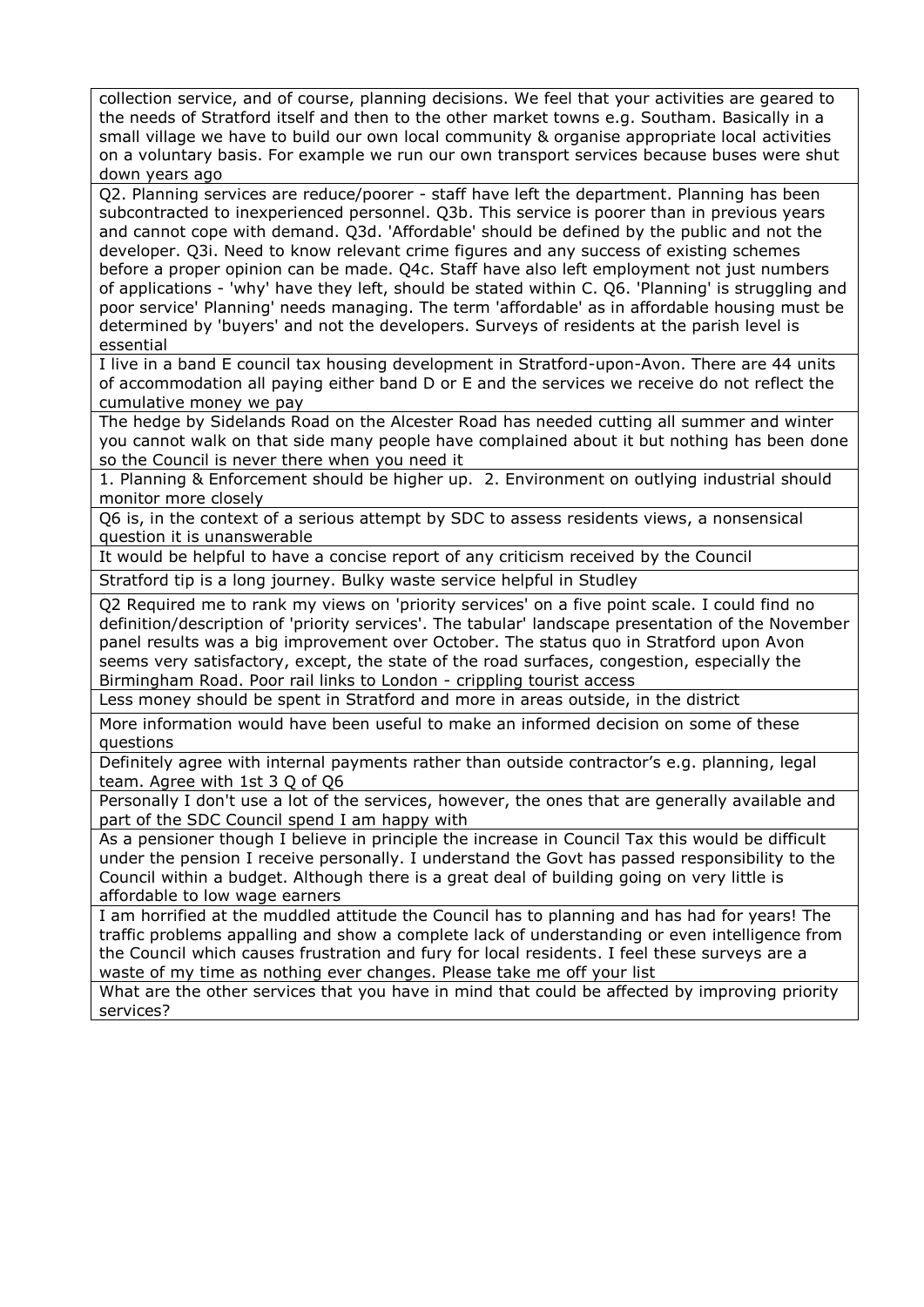| |
|---|
| collection service, and of course, planning decisions. We feel that your activities are geared to the needs of Stratford itself and then to the other market towns e.g. Southam. Basically in a small village we have to build our own local community & organise appropriate local activities on a voluntary basis. For example we run our own transport services because buses were shut down years ago |
| Q2. Planning services are reduce/poorer - staff have left the department. Planning has been subcontracted to inexperienced personnel. Q3b. This service is poorer than in previous years and cannot cope with demand. Q3d. 'Affordable' should be defined by the public and not the developer. Q3i. Need to know relevant crime figures and any success of existing schemes before a proper opinion can be made. Q4c. Staff have also left employment not just numbers of applications - 'why' have they left, should be stated within C. Q6. 'Planning' is struggling and poor service' Planning' needs managing. The term 'affordable' as in affordable housing must be determined by 'buyers' and not the developers. Surveys of residents at the parish level is essential |
| I live in a band E council tax housing development in Stratford-upon-Avon. There are 44 units of accommodation all paying either band D or E and the services we receive do not reflect the cumulative money we pay |
| The hedge by Sidelands Road on the Alcester Road has needed cutting all summer and winter you cannot walk on that side many people have complained about it but nothing has been done so the Council is never there when you need it |
| 1. Planning & Enforcement should be higher up. 2. Environment on outlying industrial should monitor more closely |
| Q6 is, in the context of a serious attempt by SDC to assess residents views, a nonsensical question it is unanswerable |
| It would be helpful to have a concise report of any criticism received by the Council |
| Stratford tip is a long journey. Bulky waste service helpful in Studley |
| Q2 Required me to rank my views on 'priority services' on a five point scale. I could find no definition/description of 'priority services'. The tabular' landscape presentation of the November panel results was a big improvement over October. The status quo in Stratford upon Avon seems very satisfactory, except, the state of the road surfaces, congestion, especially the Birmingham Road. Poor rail links to London - crippling tourist access |
| Less money should be spent in Stratford and more in areas outside, in the district |
| More information would have been useful to make an informed decision on some of these questions |
| Definitely agree with internal payments rather than outside contractor's e.g. planning, legal team. Agree with 1st 3 Q of Q6 |
| Personally I don't use a lot of the services, however, the ones that are generally available and part of the SDC Council spend I am happy with |
| As a pensioner though I believe in principle the increase in Council Tax this would be difficult under the pension I receive personally. I understand the Govt has passed responsibility to the Council within a budget. Although there is a great deal of building going on very little is affordable to low wage earners |
| I am horrified at the muddled attitude the Council has to planning and has had for years! The traffic problems appalling and show a complete lack of understanding or even intelligence from the Council which causes frustration and fury for local residents. I feel these surveys are a waste of my time as nothing ever changes. Please take me off your list |
| What are the other services that you have in mind that could be affected by improving priority services? |